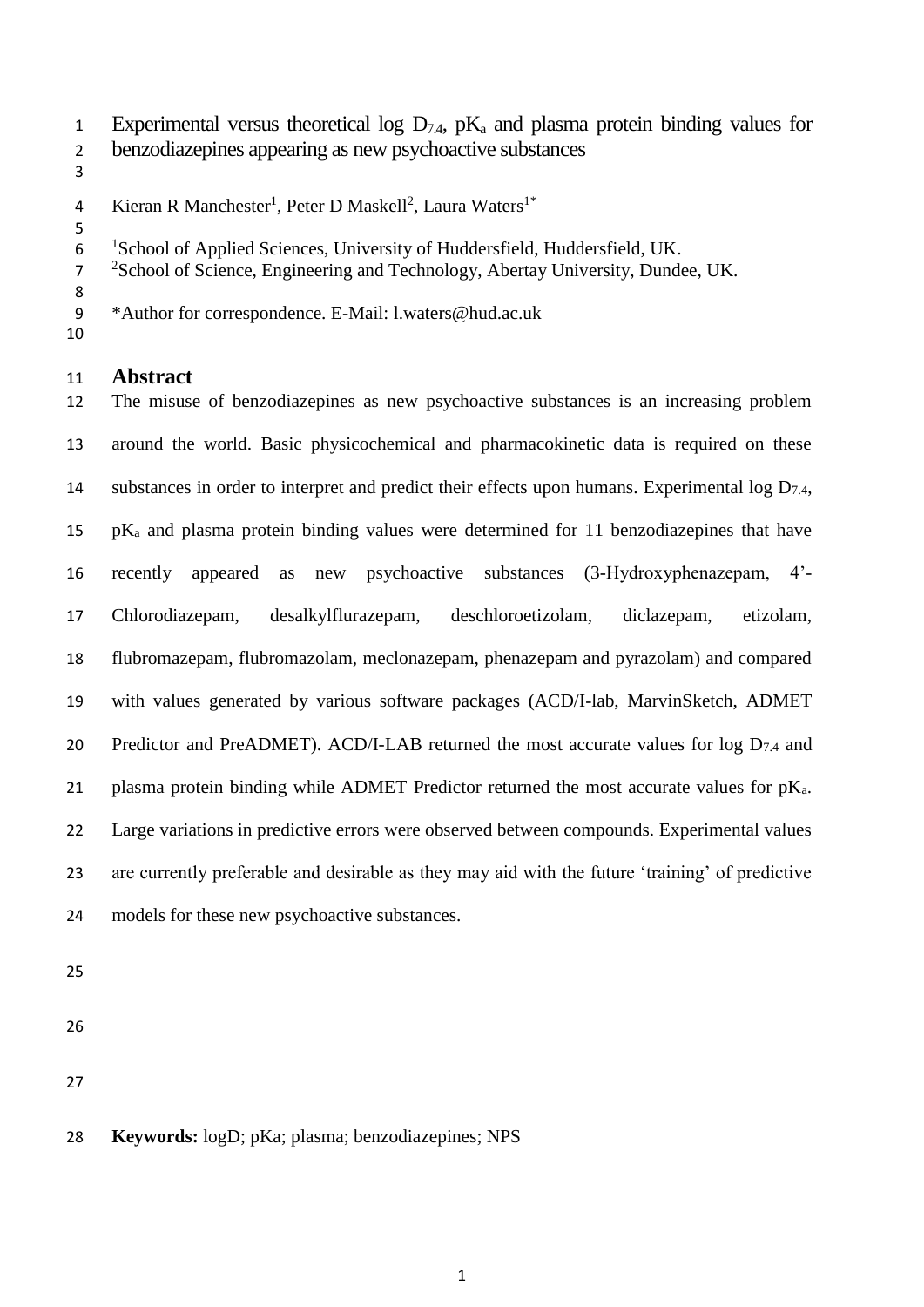# Experimental versus theoretical log $D_{7.4}$, $pK_a$ and plasma protein binding values for benzodiazepines appearing as new psychoactive substances

Kieran R Manchester[1], Peter D Maskell[2], Laura Waters[1*]

[1]School of Applied Sciences, University of Huddersfield, Huddersfield, UK.
[2]School of Science, Engineering and Technology, Abertay University, Dundee, UK.

*Author for correspondence. E-Mail: l.waters@hud.ac.uk

## Abstract

The misuse of benzodiazepines as new psychoactive substances is an increasing problem around the world. Basic physicochemical and pharmacokinetic data is required on these substances in order to interpret and predict their effects upon humans. Experimental log $D_{7.4}$, $pK_a$ and plasma protein binding values were determined for 11 benzodiazepines that have recently appeared as new psychoactive substances (3-Hydroxyphenazepam, 4'-Chlorodiazepam, desalkylflurazepam, deschloroetizolam, diclazepam, etizolam, flubromazepam, flubromazolam, meclonazepam, phenazepam and pyrazolam) and compared with values generated by various software packages (ACD/I-lab, MarvinSketch, ADMET Predictor and PreADMET). ACD/I-LAB returned the most accurate values for log $D_{7.4}$ and plasma protein binding while ADMET Predictor returned the most accurate values for $pK_a$. Large variations in predictive errors were observed between compounds. Experimental values are currently preferable and desirable as they may aid with the future 'training' of predictive models for these new psychoactive substances.

**Keywords:** logD; pKa; plasma; benzodiazepines; NPS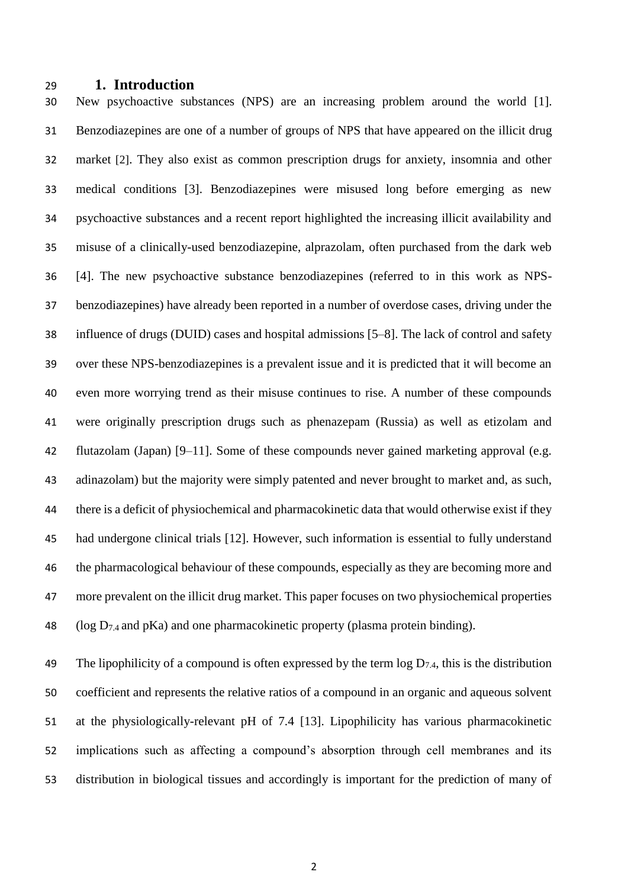## 1. Introduction

New psychoactive substances (NPS) are an increasing problem around the world [1]. Benzodiazepines are one of a number of groups of NPS that have appeared on the illicit drug market [2]. They also exist as common prescription drugs for anxiety, insomnia and other medical conditions [3]. Benzodiazepines were misused long before emerging as new psychoactive substances and a recent report highlighted the increasing illicit availability and misuse of a clinically-used benzodiazepine, alprazolam, often purchased from the dark web [4]. The new psychoactive substance benzodiazepines (referred to in this work as NPS-benzodiazepines) have already been reported in a number of overdose cases, driving under the influence of drugs (DUID) cases and hospital admissions [5–8]. The lack of control and safety over these NPS-benzodiazepines is a prevalent issue and it is predicted that it will become an even more worrying trend as their misuse continues to rise. A number of these compounds were originally prescription drugs such as phenazepam (Russia) as well as etizolam and flutazolam (Japan) [9–11]. Some of these compounds never gained marketing approval (e.g. adinazolam) but the majority were simply patented and never brought to market and, as such, there is a deficit of physiochemical and pharmacokinetic data that would otherwise exist if they had undergone clinical trials [12]. However, such information is essential to fully understand the pharmacological behaviour of these compounds, especially as they are becoming more and more prevalent on the illicit drug market. This paper focuses on two physiochemical properties (log $D_{7.4}$ and pKa) and one pharmacokinetic property (plasma protein binding).

The lipophilicity of a compound is often expressed by the term log $D_{7.4}$, this is the distribution coefficient and represents the relative ratios of a compound in an organic and aqueous solvent at the physiologically-relevant pH of 7.4 [13]. Lipophilicity has various pharmacokinetic implications such as affecting a compound's absorption through cell membranes and its distribution in biological tissues and accordingly is important for the prediction of many of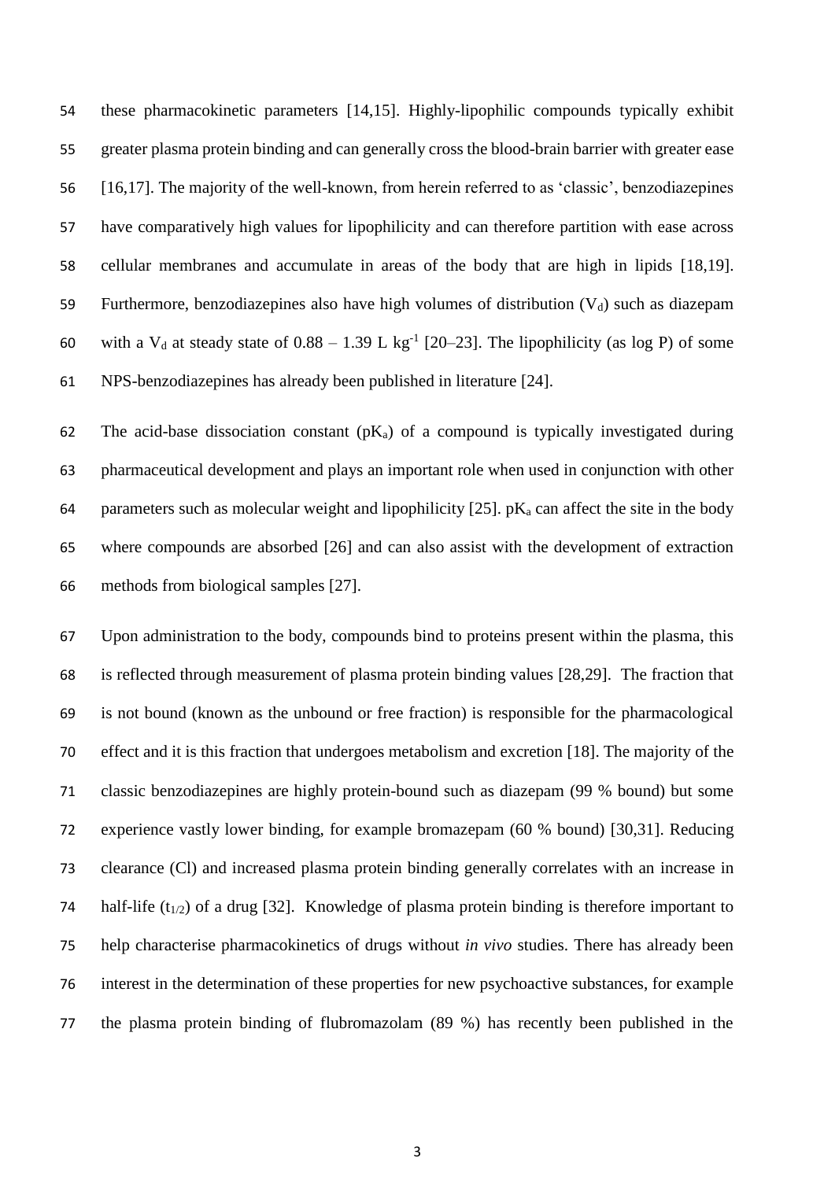these pharmacokinetic parameters [14,15]. Highly-lipophilic compounds typically exhibit greater plasma protein binding and can generally cross the blood-brain barrier with greater ease [16,17]. The majority of the well-known, from herein referred to as 'classic', benzodiazepines have comparatively high values for lipophilicity and can therefore partition with ease across cellular membranes and accumulate in areas of the body that are high in lipids [18,19]. Furthermore, benzodiazepines also have high volumes of distribution ($V_d$) such as diazepam with a $V_d$ at steady state of 0.88 – 1.39 L $kg^{-1}$ [20–23]. The lipophilicity (as log P) of some NPS-benzodiazepines has already been published in literature [24].

The acid-base dissociation constant ($pK_a$) of a compound is typically investigated during pharmaceutical development and plays an important role when used in conjunction with other parameters such as molecular weight and lipophilicity [25]. $pK_a$ can affect the site in the body where compounds are absorbed [26] and can also assist with the development of extraction methods from biological samples [27].

Upon administration to the body, compounds bind to proteins present within the plasma, this is reflected through measurement of plasma protein binding values [28,29]. The fraction that is not bound (known as the unbound or free fraction) is responsible for the pharmacological effect and it is this fraction that undergoes metabolism and excretion [18]. The majority of the classic benzodiazepines are highly protein-bound such as diazepam (99 % bound) but some experience vastly lower binding, for example bromazepam (60 % bound) [30,31]. Reducing clearance (Cl) and increased plasma protein binding generally correlates with an increase in half-life ($t_{1/2}$) of a drug [32]. Knowledge of plasma protein binding is therefore important to help characterise pharmacokinetics of drugs without *in vivo* studies. There has already been interest in the determination of these properties for new psychoactive substances, for example the plasma protein binding of flubromazolam (89 %) has recently been published in the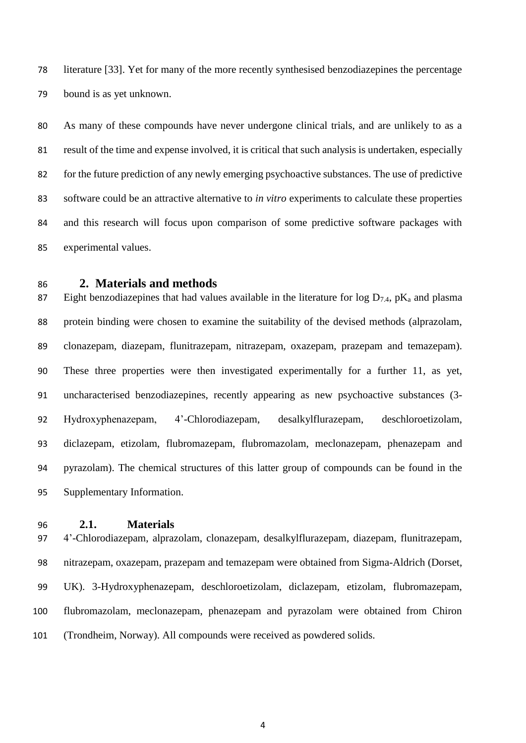literature [33]. Yet for many of the more recently synthesised benzodiazepines the percentage bound is as yet unknown.

As many of these compounds have never undergone clinical trials, and are unlikely to as a result of the time and expense involved, it is critical that such analysis is undertaken, especially for the future prediction of any newly emerging psychoactive substances. The use of predictive software could be an attractive alternative to *in vitro* experiments to calculate these properties and this research will focus upon comparison of some predictive software packages with experimental values.

## 2. Materials and methods

Eight benzodiazepines that had values available in the literature for log $D_{7.4}$, $pK_a$ and plasma protein binding were chosen to examine the suitability of the devised methods (alprazolam, clonazepam, diazepam, flunitrazepam, nitrazepam, oxazepam, prazepam and temazepam). These three properties were then investigated experimentally for a further 11, as yet, uncharacterised benzodiazepines, recently appearing as new psychoactive substances (3-Hydroxyphenazepam, 4'-Chlorodiazepam, desalkylflurazepam, deschloroetizolam, diclazepam, etizolam, flubromazepam, flubromazolam, meclonazepam, phenazepam and pyrazolam). The chemical structures of this latter group of compounds can be found in the Supplementary Information.

### 2.1. Materials

4'-Chlorodiazepam, alprazolam, clonazepam, desalkylflurazepam, diazepam, flunitrazepam, nitrazepam, oxazepam, prazepam and temazepam were obtained from Sigma-Aldrich (Dorset, UK). 3-Hydroxyphenazepam, deschloroetizolam, diclazepam, etizolam, flubromazepam, flubromazolam, meclonazepam, phenazepam and pyrazolam were obtained from Chiron (Trondheim, Norway). All compounds were received as powdered solids.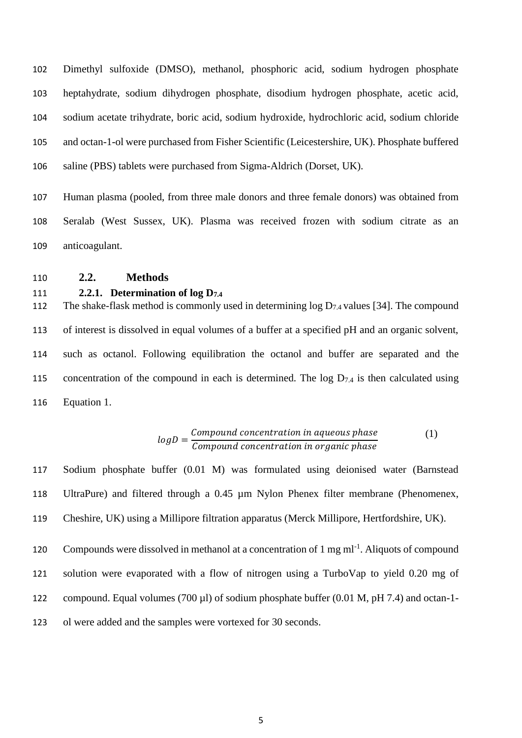Dimethyl sulfoxide (DMSO), methanol, phosphoric acid, sodium hydrogen phosphate heptahydrate, sodium dihydrogen phosphate, disodium hydrogen phosphate, acetic acid, sodium acetate trihydrate, boric acid, sodium hydroxide, hydrochloric acid, sodium chloride and octan-1-ol were purchased from Fisher Scientific (Leicestershire, UK). Phosphate buffered saline (PBS) tablets were purchased from Sigma-Aldrich (Dorset, UK).

Human plasma (pooled, from three male donors and three female donors) was obtained from Seralab (West Sussex, UK). Plasma was received frozen with sodium citrate as an anticoagulant.

## 2.2. Methods

### 2.2.1. Determination of log $D_{7.4}$

The shake-flask method is commonly used in determining log $D_{7.4}$ values [34]. The compound of interest is dissolved in equal volumes of a buffer at a specified pH and an organic solvent, such as octanol. Following equilibration the octanol and buffer are separated and the concentration of the compound in each is determined. The log $D_{7.4}$ is then calculated using Equation 1.

$$logD = \frac{Compound\ concentration\ in\ aqueous\ phase}{Compound\ concentration\ in\ organic\ phase} \tag{1}$$

Sodium phosphate buffer (0.01 M) was formulated using deionised water (Barnstead UltraPure) and filtered through a 0.45 µm Nylon Phenex filter membrane (Phenomenex, Cheshire, UK) using a Millipore filtration apparatus (Merck Millipore, Hertfordshire, UK).

Compounds were dissolved in methanol at a concentration of 1 mg ml$^{-1}$. Aliquots of compound solution were evaporated with a flow of nitrogen using a TurboVap to yield 0.20 mg of compound. Equal volumes (700 µl) of sodium phosphate buffer (0.01 M, pH 7.4) and octan-1-ol were added and the samples were vortexed for 30 seconds.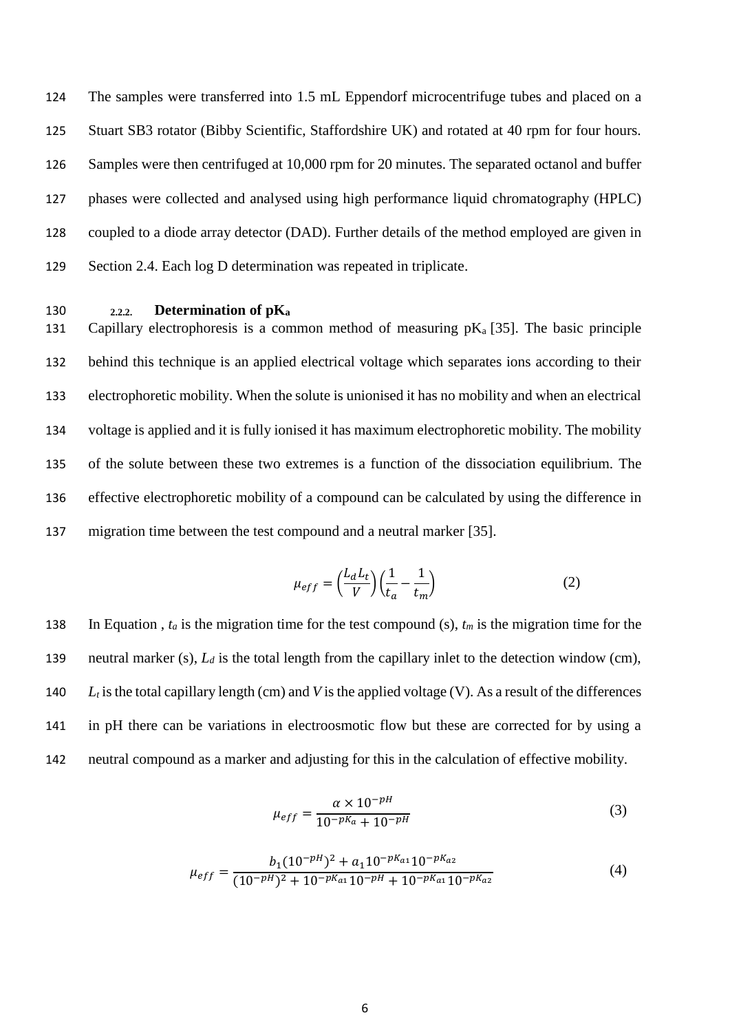The samples were transferred into 1.5 mL Eppendorf microcentrifuge tubes and placed on a Stuart SB3 rotator (Bibby Scientific, Staffordshire UK) and rotated at 40 rpm for four hours. Samples were then centrifuged at 10,000 rpm for 20 minutes. The separated octanol and buffer phases were collected and analysed using high performance liquid chromatography (HPLC) coupled to a diode array detector (DAD). Further details of the method employed are given in Section 2.4. Each log D determination was repeated in triplicate.

### 2.2.2. Determination of $pK_a$

Capillary electrophoresis is a common method of measuring $pK_a$ [35]. The basic principle behind this technique is an applied electrical voltage which separates ions according to their electrophoretic mobility. When the solute is unionised it has no mobility and when an electrical voltage is applied and it is fully ionised it has maximum electrophoretic mobility. The mobility of the solute between these two extremes is a function of the dissociation equilibrium. The effective electrophoretic mobility of a compound can be calculated by using the difference in migration time between the test compound and a neutral marker [35].

$$\mu_{eff} = \left(\frac{L_d L_t}{V}\right)\left(\frac{1}{t_a} - \frac{1}{t_m}\right) \tag{2}$$

In Equation , $t_a$ is the migration time for the test compound (s), $t_m$ is the migration time for the neutral marker (s), $L_d$ is the total length from the capillary inlet to the detection window (cm), $L_t$ is the total capillary length (cm) and $V$ is the applied voltage (V). As a result of the differences in pH there can be variations in electroosmotic flow but these are corrected for by using a neutral compound as a marker and adjusting for this in the calculation of effective mobility.

$$\mu_{eff} = \frac{\alpha \times 10^{-pH}}{10^{-pK_a} + 10^{-pH}} \tag{3}$$

$$\mu_{eff} = \frac{b_1(10^{-pH})^2 + a_1 10^{-pK_{a1}} 10^{-pK_{a2}}}{(10^{-pH})^2 + 10^{-pK_{a1}} 10^{-pH} + 10^{-pK_{a1}} 10^{-pK_{a2}}} \tag{4}$$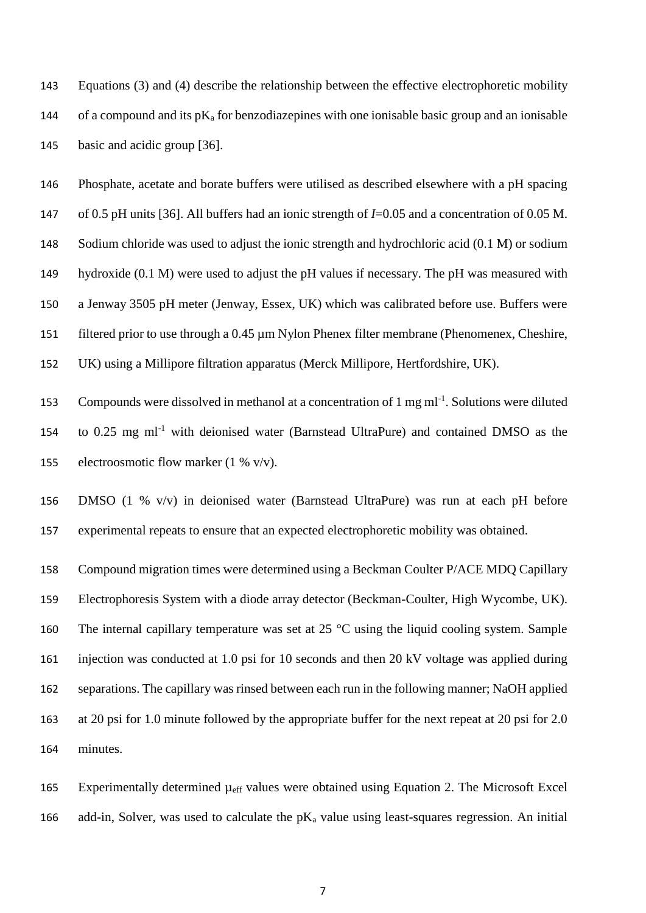Equations (3) and (4) describe the relationship between the effective electrophoretic mobility of a compound and its $pK_a$ for benzodiazepines with one ionisable basic group and an ionisable basic and acidic group [36].

Phosphate, acetate and borate buffers were utilised as described elsewhere with a pH spacing of 0.5 pH units [36]. All buffers had an ionic strength of $I$=0.05 and a concentration of 0.05 M. Sodium chloride was used to adjust the ionic strength and hydrochloric acid (0.1 M) or sodium hydroxide (0.1 M) were used to adjust the pH values if necessary. The pH was measured with a Jenway 3505 pH meter (Jenway, Essex, UK) which was calibrated before use. Buffers were filtered prior to use through a 0.45 µm Nylon Phenex filter membrane (Phenomenex, Cheshire, UK) using a Millipore filtration apparatus (Merck Millipore, Hertfordshire, UK).

Compounds were dissolved in methanol at a concentration of 1 mg $ml^{-1}$. Solutions were diluted to 0.25 mg $ml^{-1}$ with deionised water (Barnstead UltraPure) and contained DMSO as the electroosmotic flow marker (1 % v/v).

DMSO (1 % v/v) in deionised water (Barnstead UltraPure) was run at each pH before experimental repeats to ensure that an expected electrophoretic mobility was obtained.

Compound migration times were determined using a Beckman Coulter P/ACE MDQ Capillary Electrophoresis System with a diode array detector (Beckman-Coulter, High Wycombe, UK). The internal capillary temperature was set at 25 °C using the liquid cooling system. Sample injection was conducted at 1.0 psi for 10 seconds and then 20 kV voltage was applied during separations. The capillary was rinsed between each run in the following manner; NaOH applied at 20 psi for 1.0 minute followed by the appropriate buffer for the next repeat at 20 psi for 2.0 minutes.

Experimentally determined $\mu_{eff}$ values were obtained using Equation 2. The Microsoft Excel add-in, Solver, was used to calculate the $pK_a$ value using least-squares regression. An initial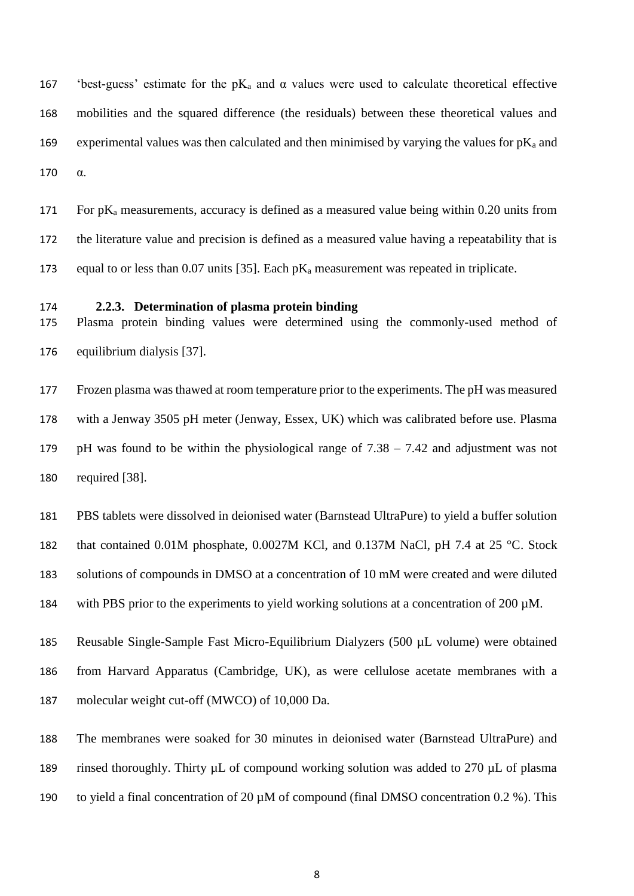'best-guess' estimate for the $pK_a$ and $\alpha$ values were used to calculate theoretical effective mobilities and the squared difference (the residuals) between these theoretical values and experimental values was then calculated and then minimised by varying the values for $pK_a$ and $\alpha$.

For $pK_a$ measurements, accuracy is defined as a measured value being within 0.20 units from the literature value and precision is defined as a measured value having a repeatability that is equal to or less than 0.07 units [35]. Each $pK_a$ measurement was repeated in triplicate.

### 2.2.3. Determination of plasma protein binding

Plasma protein binding values were determined using the commonly-used method of equilibrium dialysis [37].

Frozen plasma was thawed at room temperature prior to the experiments. The pH was measured with a Jenway 3505 pH meter (Jenway, Essex, UK) which was calibrated before use. Plasma pH was found to be within the physiological range of 7.38 – 7.42 and adjustment was not required [38].

PBS tablets were dissolved in deionised water (Barnstead UltraPure) to yield a buffer solution that contained 0.01M phosphate, 0.0027M KCl, and 0.137M NaCl, pH 7.4 at 25 °C. Stock solutions of compounds in DMSO at a concentration of 10 mM were created and were diluted with PBS prior to the experiments to yield working solutions at a concentration of 200 µM.

Reusable Single-Sample Fast Micro-Equilibrium Dialyzers (500 µL volume) were obtained from Harvard Apparatus (Cambridge, UK), as were cellulose acetate membranes with a molecular weight cut-off (MWCO) of 10,000 Da.

The membranes were soaked for 30 minutes in deionised water (Barnstead UltraPure) and rinsed thoroughly. Thirty µL of compound working solution was added to 270 µL of plasma to yield a final concentration of 20 µM of compound (final DMSO concentration 0.2 %). This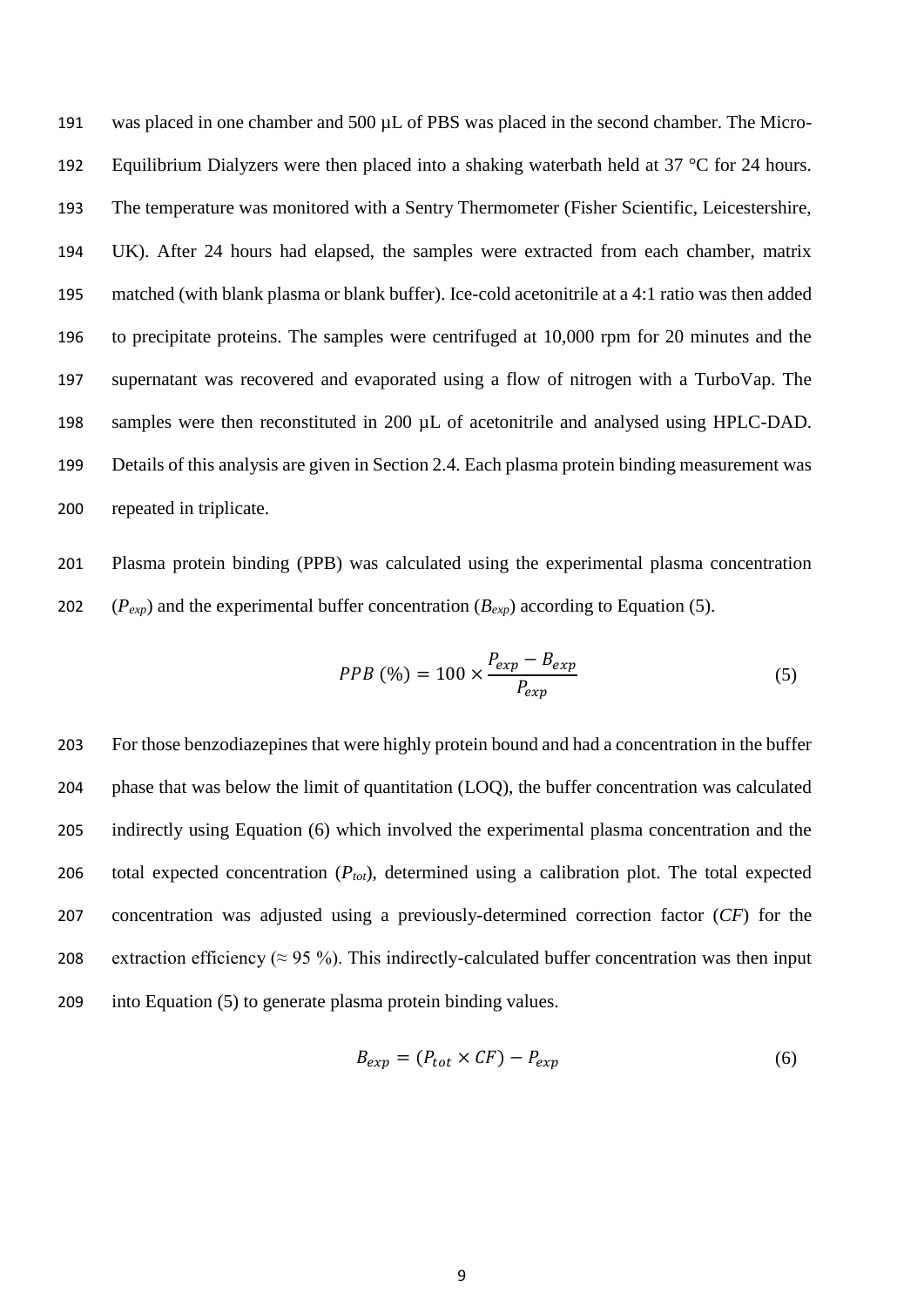was placed in one chamber and 500 µL of PBS was placed in the second chamber. The Micro-Equilibrium Dialyzers were then placed into a shaking waterbath held at 37 °C for 24 hours. The temperature was monitored with a Sentry Thermometer (Fisher Scientific, Leicestershire, UK). After 24 hours had elapsed, the samples were extracted from each chamber, matrix matched (with blank plasma or blank buffer). Ice-cold acetonitrile at a 4:1 ratio was then added to precipitate proteins. The samples were centrifuged at 10,000 rpm for 20 minutes and the supernatant was recovered and evaporated using a flow of nitrogen with a TurboVap. The samples were then reconstituted in 200 µL of acetonitrile and analysed using HPLC-DAD. Details of this analysis are given in Section 2.4. Each plasma protein binding measurement was repeated in triplicate.

Plasma protein binding (PPB) was calculated using the experimental plasma concentration ($P_{exp}$) and the experimental buffer concentration ($B_{exp}$) according to Equation (5).

$$PPB\ (\%) = 100 \times \frac{P_{exp} - B_{exp}}{P_{exp}} \tag{5}$$

For those benzodiazepines that were highly protein bound and had a concentration in the buffer phase that was below the limit of quantitation (LOQ), the buffer concentration was calculated indirectly using Equation (6) which involved the experimental plasma concentration and the total expected concentration ($P_{tot}$), determined using a calibration plot. The total expected concentration was adjusted using a previously-determined correction factor ($CF$) for the extraction efficiency (≈ 95 %). This indirectly-calculated buffer concentration was then input into Equation (5) to generate plasma protein binding values.

$$B_{exp} = (P_{tot} \times CF) - P_{exp} \tag{6}$$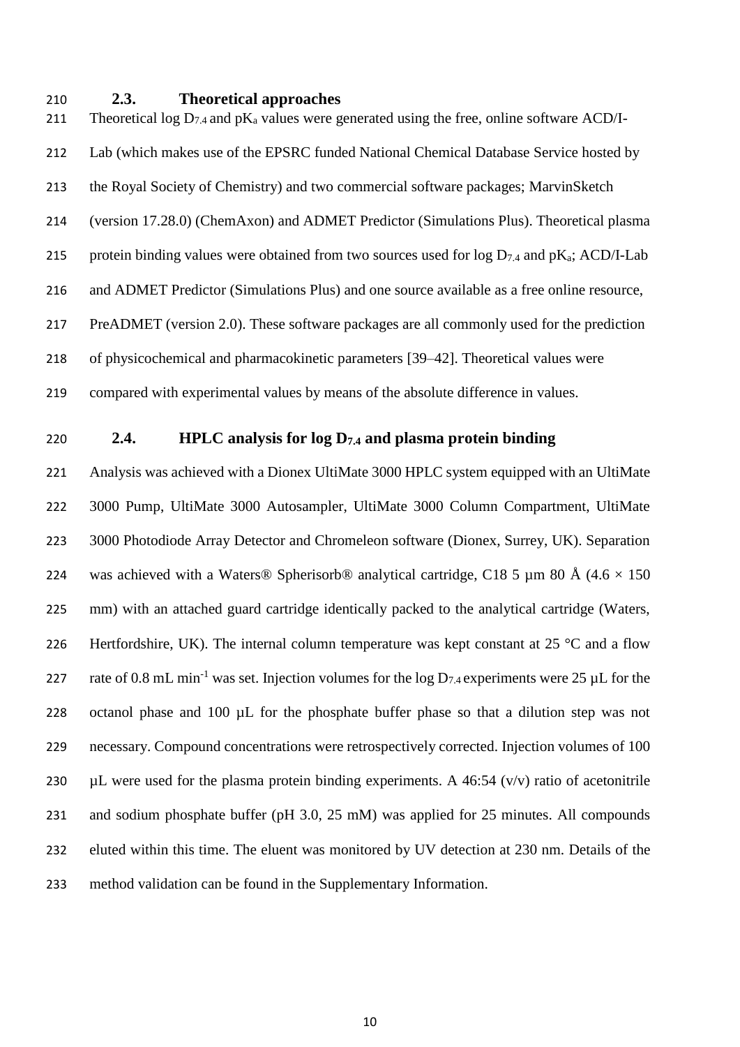### 2.3. Theoretical approaches

Theoretical log $D_{7.4}$ and $pK_a$ values were generated using the free, online software ACD/I-Lab (which makes use of the EPSRC funded National Chemical Database Service hosted by the Royal Society of Chemistry) and two commercial software packages; MarvinSketch (version 17.28.0) (ChemAxon) and ADMET Predictor (Simulations Plus). Theoretical plasma protein binding values were obtained from two sources used for log $D_{7.4}$ and $pK_a$; ACD/I-Lab and ADMET Predictor (Simulations Plus) and one source available as a free online resource, PreADMET (version 2.0). These software packages are all commonly used for the prediction of physicochemical and pharmacokinetic parameters [39–42]. Theoretical values were compared with experimental values by means of the absolute difference in values.

### 2.4. HPLC analysis for log $D_{7.4}$ and plasma protein binding

Analysis was achieved with a Dionex UltiMate 3000 HPLC system equipped with an UltiMate 3000 Pump, UltiMate 3000 Autosampler, UltiMate 3000 Column Compartment, UltiMate 3000 Photodiode Array Detector and Chromeleon software (Dionex, Surrey, UK). Separation was achieved with a Waters® Spherisorb® analytical cartridge, C18 5 µm 80 Å (4.6 × 150 mm) with an attached guard cartridge identically packed to the analytical cartridge (Waters, Hertfordshire, UK). The internal column temperature was kept constant at 25 °C and a flow rate of 0.8 mL $min^{-1}$ was set. Injection volumes for the log $D_{7.4}$ experiments were 25 µL for the octanol phase and 100 µL for the phosphate buffer phase so that a dilution step was not necessary. Compound concentrations were retrospectively corrected. Injection volumes of 100 µL were used for the plasma protein binding experiments. A 46:54 (v/v) ratio of acetonitrile and sodium phosphate buffer (pH 3.0, 25 mM) was applied for 25 minutes. All compounds eluted within this time. The eluent was monitored by UV detection at 230 nm. Details of the method validation can be found in the Supplementary Information.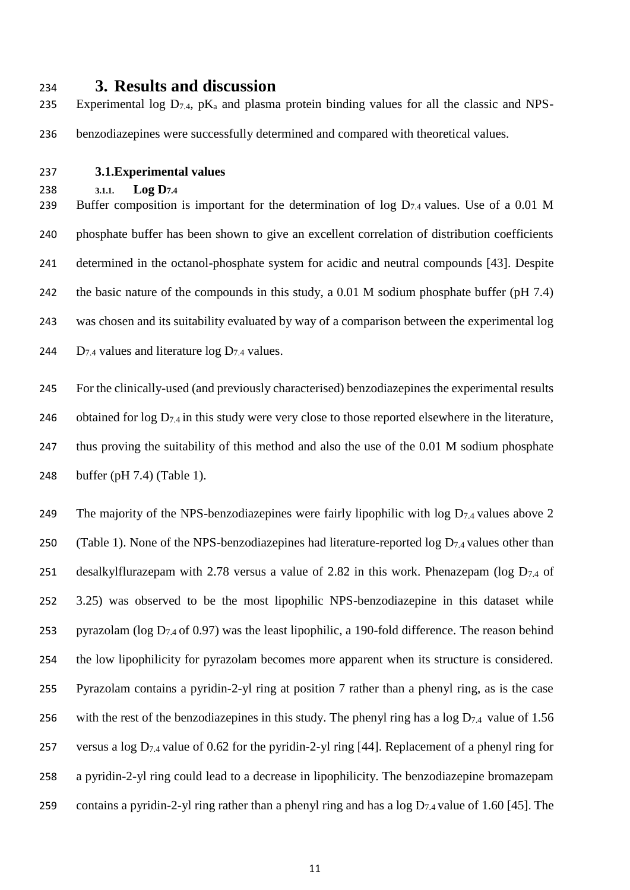## 3. Results and discussion

Experimental log $D_{7.4}$, $pK_a$ and plasma protein binding values for all the classic and NPS-benzodiazepines were successfully determined and compared with theoretical values.

### 3.1. Experimental values

#### 3.1.1. Log $D_{7.4}$

Buffer composition is important for the determination of log $D_{7.4}$ values. Use of a 0.01 M phosphate buffer has been shown to give an excellent correlation of distribution coefficients determined in the octanol-phosphate system for acidic and neutral compounds [43]. Despite the basic nature of the compounds in this study, a 0.01 M sodium phosphate buffer (pH 7.4) was chosen and its suitability evaluated by way of a comparison between the experimental log $D_{7.4}$ values and literature log $D_{7.4}$ values.

For the clinically-used (and previously characterised) benzodiazepines the experimental results obtained for log $D_{7.4}$ in this study were very close to those reported elsewhere in the literature, thus proving the suitability of this method and also the use of the 0.01 M sodium phosphate buffer (pH 7.4) (Table 1).

The majority of the NPS-benzodiazepines were fairly lipophilic with log $D_{7.4}$ values above 2 (Table 1). None of the NPS-benzodiazepines had literature-reported log $D_{7.4}$ values other than desalkylflurazepam with 2.78 versus a value of 2.82 in this work. Phenazepam (log $D_{7.4}$ of 3.25) was observed to be the most lipophilic NPS-benzodiazepine in this dataset while pyrazolam (log $D_{7.4}$ of 0.97) was the least lipophilic, a 190-fold difference. The reason behind the low lipophilicity for pyrazolam becomes more apparent when its structure is considered. Pyrazolam contains a pyridin-2-yl ring at position 7 rather than a phenyl ring, as is the case with the rest of the benzodiazepines in this study. The phenyl ring has a log $D_{7.4}$ value of 1.56 versus a log $D_{7.4}$ value of 0.62 for the pyridin-2-yl ring [44]. Replacement of a phenyl ring for a pyridin-2-yl ring could lead to a decrease in lipophilicity. The benzodiazepine bromazepam contains a pyridin-2-yl ring rather than a phenyl ring and has a log $D_{7.4}$ value of 1.60 [45]. The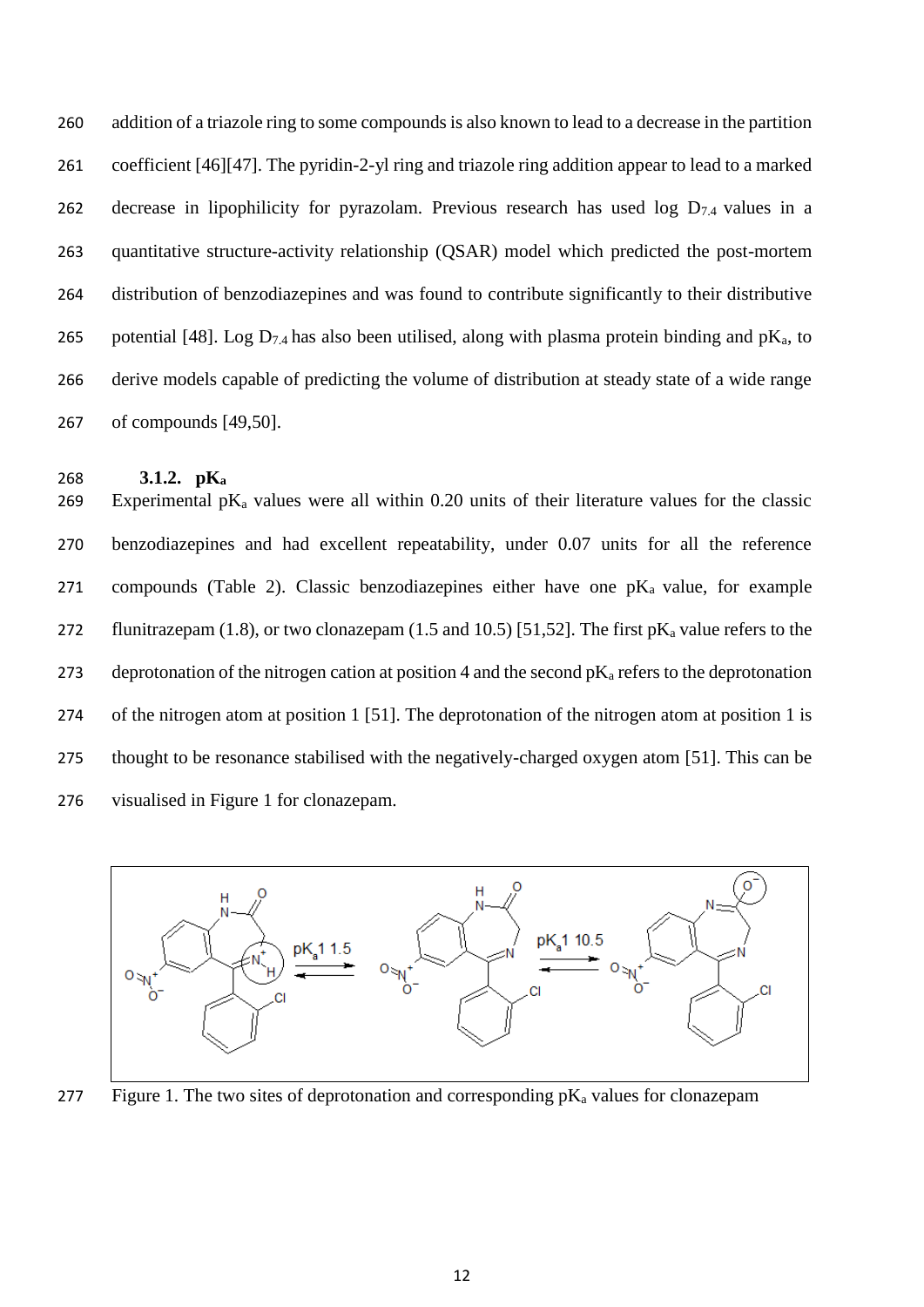addition of a triazole ring to some compounds is also known to lead to a decrease in the partition coefficient [46][47]. The pyridin-2-yl ring and triazole ring addition appear to lead to a marked decrease in lipophilicity for pyrazolam. Previous research has used log $D_{7.4}$ values in a quantitative structure-activity relationship (QSAR) model which predicted the post-mortem distribution of benzodiazepines and was found to contribute significantly to their distributive potential [48]. Log $D_{7.4}$ has also been utilised, along with plasma protein binding and $pK_a$, to derive models capable of predicting the volume of distribution at steady state of a wide range of compounds [49,50].

### 3.1.2. $pK_a$

Experimental $pK_a$ values were all within 0.20 units of their literature values for the classic benzodiazepines and had excellent repeatability, under 0.07 units for all the reference compounds (Table 2). Classic benzodiazepines either have one $pK_a$ value, for example flunitrazepam (1.8), or two clonazepam (1.5 and 10.5) [51,52]. The first $pK_a$ value refers to the deprotonation of the nitrogen cation at position 4 and the second $pK_a$ refers to the deprotonation of the nitrogen atom at position 1 [51]. The deprotonation of the nitrogen atom at position 1 is thought to be resonance stabilised with the negatively-charged oxygen atom [51]. This can be visualised in Figure 1 for clonazepam.

Figure 1. The two sites of deprotonation and corresponding $pK_a$ values for clonazepam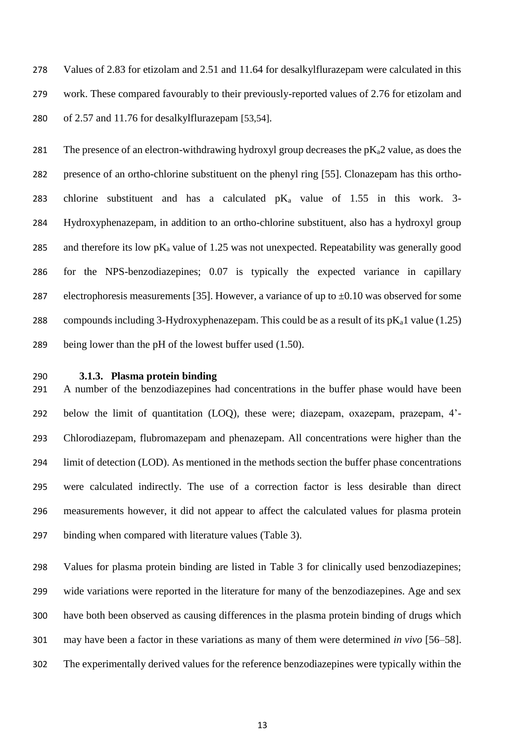Values of 2.83 for etizolam and 2.51 and 11.64 for desalkylflurazepam were calculated in this work. These compared favourably to their previously-reported values of 2.76 for etizolam and of 2.57 and 11.76 for desalkylflurazepam [53,54].

The presence of an electron-withdrawing hydroxyl group decreases the $pK_a2$ value, as does the presence of an ortho-chlorine substituent on the phenyl ring [55]. Clonazepam has this ortho-chlorine substituent and has a calculated $pK_a$ value of 1.55 in this work. 3-Hydroxyphenazepam, in addition to an ortho-chlorine substituent, also has a hydroxyl group and therefore its low $pK_a$ value of 1.25 was not unexpected. Repeatability was generally good for the NPS-benzodiazepines; 0.07 is typically the expected variance in capillary electrophoresis measurements [35]. However, a variance of up to ±0.10 was observed for some compounds including 3-Hydroxyphenazepam. This could be as a result of its $pK_a1$ value (1.25) being lower than the pH of the lowest buffer used (1.50).

### 3.1.3. Plasma protein binding

A number of the benzodiazepines had concentrations in the buffer phase would have been below the limit of quantitation (LOQ), these were; diazepam, oxazepam, prazepam, 4'-Chlorodiazepam, flubromazepam and phenazepam. All concentrations were higher than the limit of detection (LOD). As mentioned in the methods section the buffer phase concentrations were calculated indirectly. The use of a correction factor is less desirable than direct measurements however, it did not appear to affect the calculated values for plasma protein binding when compared with literature values (Table 3).

Values for plasma protein binding are listed in Table 3 for clinically used benzodiazepines; wide variations were reported in the literature for many of the benzodiazepines. Age and sex have both been observed as causing differences in the plasma protein binding of drugs which may have been a factor in these variations as many of them were determined *in vivo* [56–58]. The experimentally derived values for the reference benzodiazepines were typically within the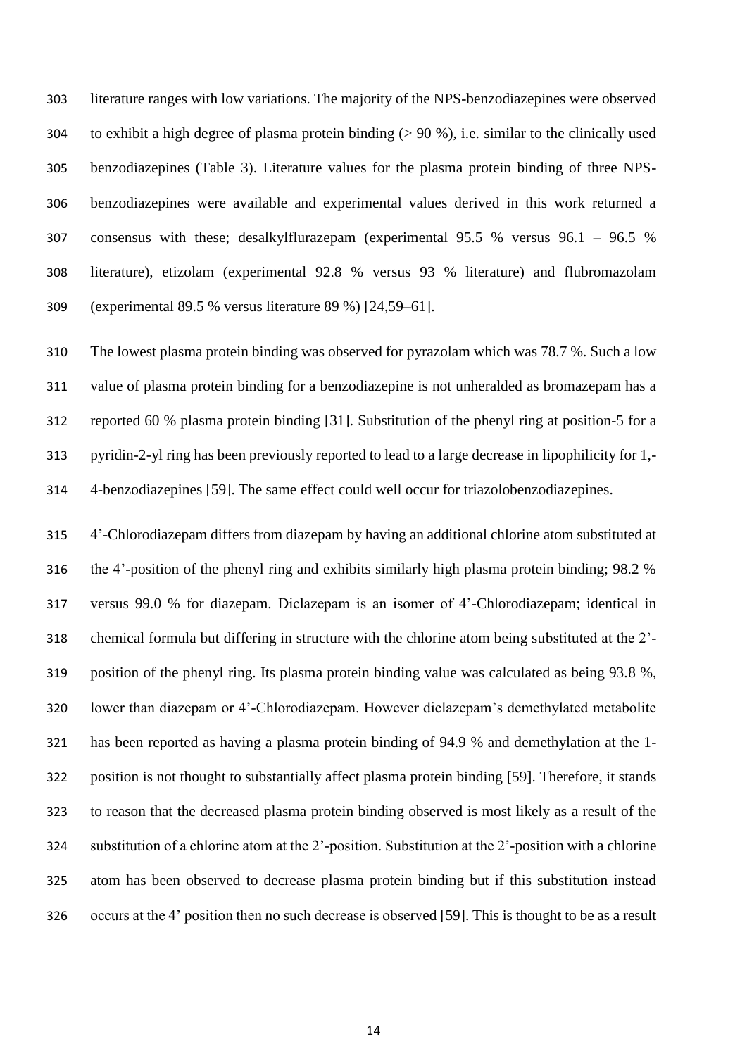literature ranges with low variations. The majority of the NPS-benzodiazepines were observed to exhibit a high degree of plasma protein binding (> 90 %), i.e. similar to the clinically used benzodiazepines (Table 3). Literature values for the plasma protein binding of three NPS-benzodiazepines were available and experimental values derived in this work returned a consensus with these; desalkylflurazepam (experimental 95.5 % versus 96.1 – 96.5 % literature), etizolam (experimental 92.8 % versus 93 % literature) and flubromazolam (experimental 89.5 % versus literature 89 %) [24,59–61].

The lowest plasma protein binding was observed for pyrazolam which was 78.7 %. Such a low value of plasma protein binding for a benzodiazepine is not unheralded as bromazepam has a reported 60 % plasma protein binding [31]. Substitution of the phenyl ring at position-5 for a pyridin-2-yl ring has been previously reported to lead to a large decrease in lipophilicity for 1,-4-benzodiazepines [59]. The same effect could well occur for triazolobenzodiazepines.

4'-Chlorodiazepam differs from diazepam by having an additional chlorine atom substituted at the 4'-position of the phenyl ring and exhibits similarly high plasma protein binding; 98.2 % versus 99.0 % for diazepam. Diclazepam is an isomer of 4'-Chlorodiazepam; identical in chemical formula but differing in structure with the chlorine atom being substituted at the 2'-position of the phenyl ring. Its plasma protein binding value was calculated as being 93.8 %, lower than diazepam or 4'-Chlorodiazepam. However diclazepam's demethylated metabolite has been reported as having a plasma protein binding of 94.9 % and demethylation at the 1-position is not thought to substantially affect plasma protein binding [59]. Therefore, it stands to reason that the decreased plasma protein binding observed is most likely as a result of the substitution of a chlorine atom at the 2'-position. Substitution at the 2'-position with a chlorine atom has been observed to decrease plasma protein binding but if this substitution instead occurs at the 4' position then no such decrease is observed [59]. This is thought to be as a result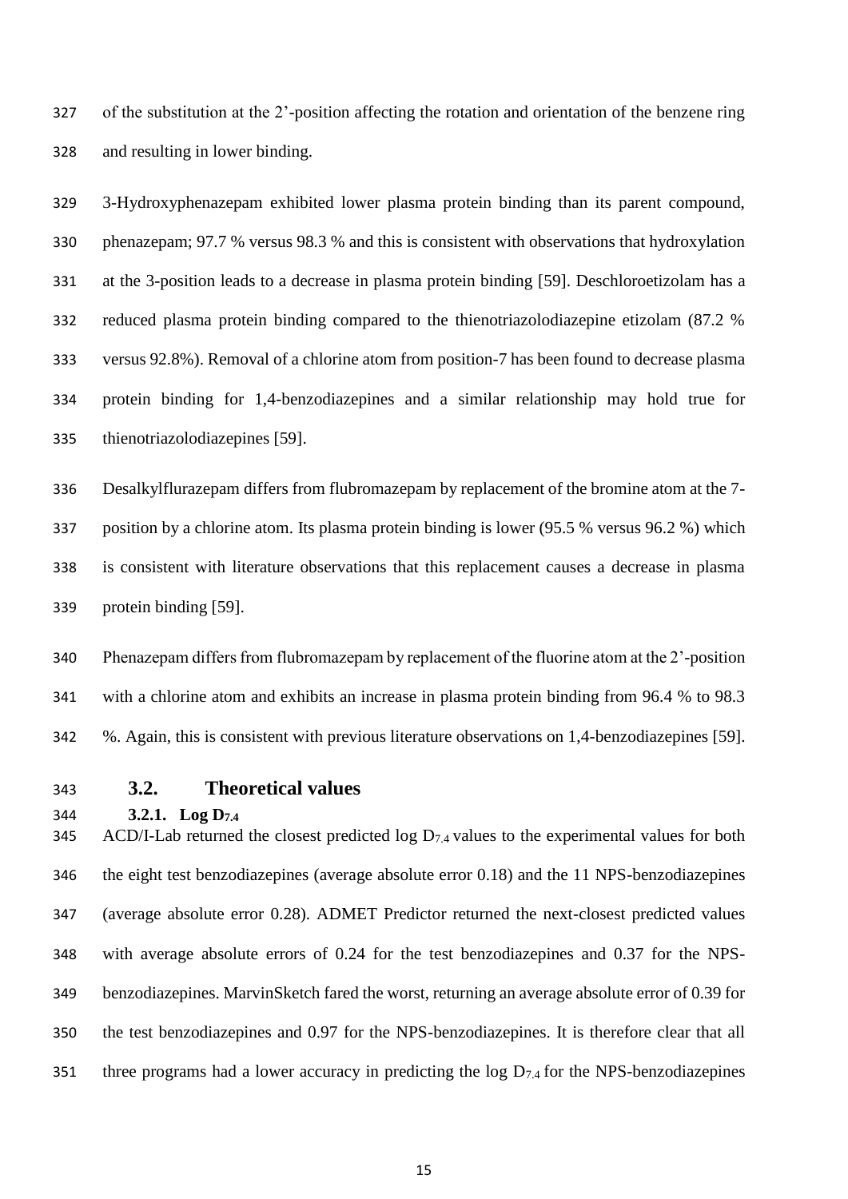of the substitution at the 2'-position affecting the rotation and orientation of the benzene ring and resulting in lower binding.

3-Hydroxyphenazepam exhibited lower plasma protein binding than its parent compound, phenazepam; 97.7 % versus 98.3 % and this is consistent with observations that hydroxylation at the 3-position leads to a decrease in plasma protein binding [59]. Deschloroetizolam has a reduced plasma protein binding compared to the thienotriazolodiazepine etizolam (87.2 % versus 92.8%). Removal of a chlorine atom from position-7 has been found to decrease plasma protein binding for 1,4-benzodiazepines and a similar relationship may hold true for thienotriazolodiazepines [59].

Desalkylflurazepam differs from flubromazepam by replacement of the bromine atom at the 7-position by a chlorine atom. Its plasma protein binding is lower (95.5 % versus 96.2 %) which is consistent with literature observations that this replacement causes a decrease in plasma protein binding [59].

Phenazepam differs from flubromazepam by replacement of the fluorine atom at the 2'-position with a chlorine atom and exhibits an increase in plasma protein binding from 96.4 % to 98.3 %. Again, this is consistent with previous literature observations on 1,4-benzodiazepines [59].

## 3.2. Theoretical values

### 3.2.1. Log $D_{7.4}$

ACD/I-Lab returned the closest predicted log $D_{7.4}$ values to the experimental values for both the eight test benzodiazepines (average absolute error 0.18) and the 11 NPS-benzodiazepines (average absolute error 0.28). ADMET Predictor returned the next-closest predicted values with average absolute errors of 0.24 for the test benzodiazepines and 0.37 for the NPS-benzodiazepines. MarvinSketch fared the worst, returning an average absolute error of 0.39 for the test benzodiazepines and 0.97 for the NPS-benzodiazepines. It is therefore clear that all three programs had a lower accuracy in predicting the log $D_{7.4}$ for the NPS-benzodiazepines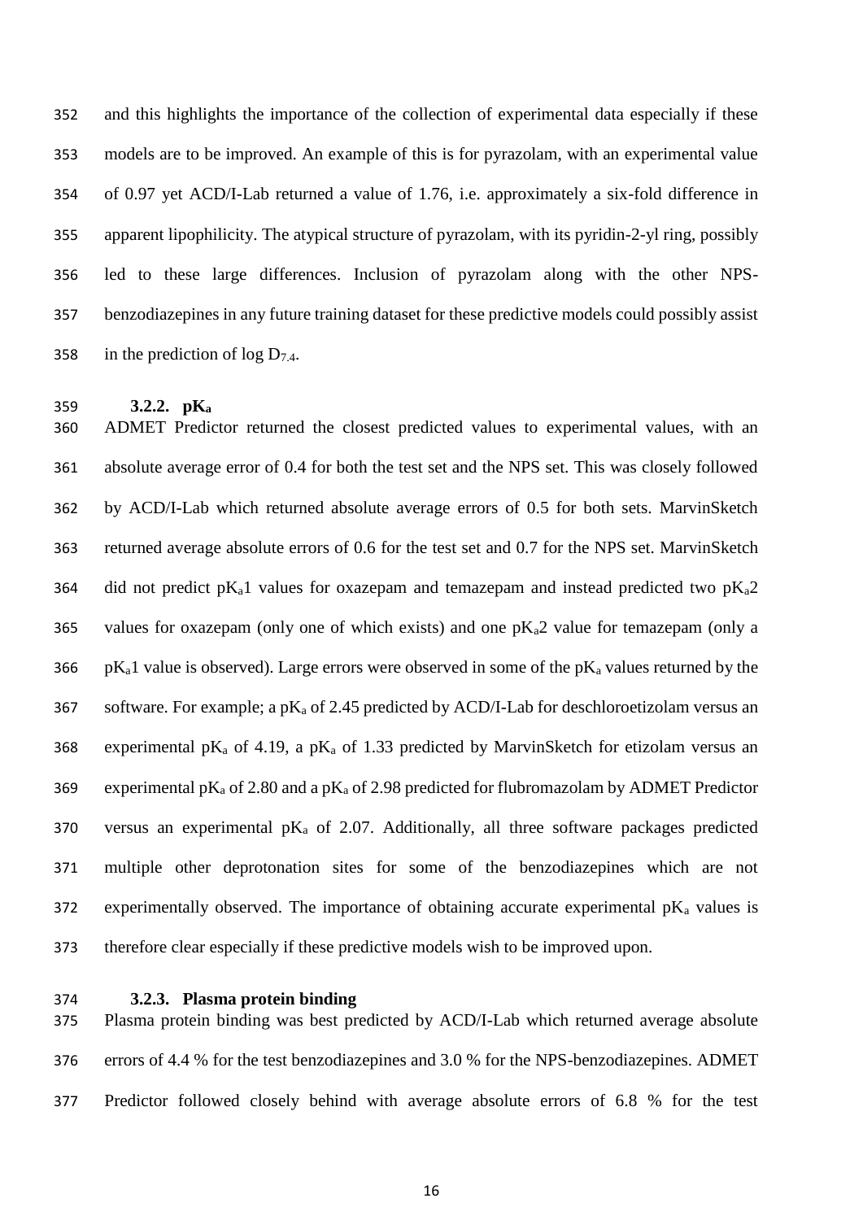and this highlights the importance of the collection of experimental data especially if these models are to be improved. An example of this is for pyrazolam, with an experimental value of 0.97 yet ACD/I-Lab returned a value of 1.76, i.e. approximately a six-fold difference in apparent lipophilicity. The atypical structure of pyrazolam, with its pyridin-2-yl ring, possibly led to these large differences. Inclusion of pyrazolam along with the other NPS-benzodiazepines in any future training dataset for these predictive models could possibly assist in the prediction of log $D_{7.4}$.

### 3.2.2. $pK_a$

ADMET Predictor returned the closest predicted values to experimental values, with an absolute average error of 0.4 for both the test set and the NPS set. This was closely followed by ACD/I-Lab which returned absolute average errors of 0.5 for both sets. MarvinSketch returned average absolute errors of 0.6 for the test set and 0.7 for the NPS set. MarvinSketch did not predict $pK_a1$ values for oxazepam and temazepam and instead predicted two $pK_a2$ values for oxazepam (only one of which exists) and one $pK_a2$ value for temazepam (only a $pK_a1$ value is observed). Large errors were observed in some of the $pK_a$ values returned by the software. For example; a $pK_a$ of 2.45 predicted by ACD/I-Lab for deschloroetizolam versus an experimental $pK_a$ of 4.19, a $pK_a$ of 1.33 predicted by MarvinSketch for etizolam versus an experimental $pK_a$ of 2.80 and a $pK_a$ of 2.98 predicted for flubromazolam by ADMET Predictor versus an experimental $pK_a$ of 2.07. Additionally, all three software packages predicted multiple other deprotonation sites for some of the benzodiazepines which are not experimentally observed. The importance of obtaining accurate experimental $pK_a$ values is therefore clear especially if these predictive models wish to be improved upon.

### 3.2.3. Plasma protein binding

Plasma protein binding was best predicted by ACD/I-Lab which returned average absolute errors of 4.4 % for the test benzodiazepines and 3.0 % for the NPS-benzodiazepines. ADMET Predictor followed closely behind with average absolute errors of 6.8 % for the test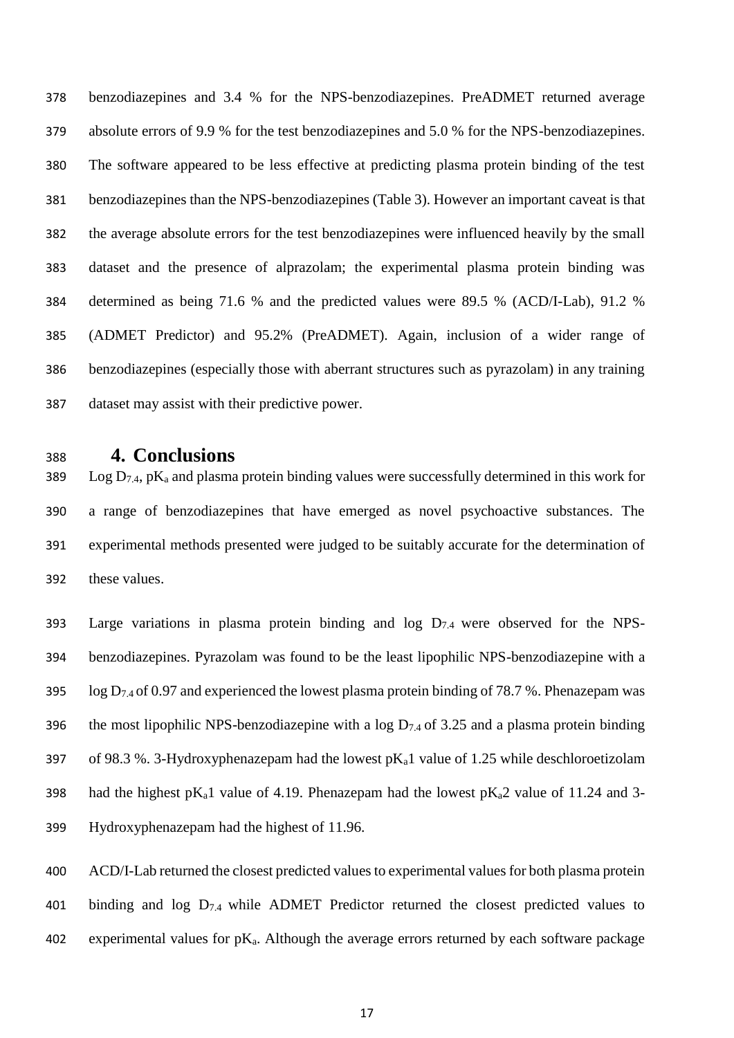benzodiazepines and 3.4 % for the NPS-benzodiazepines. PreADMET returned average absolute errors of 9.9 % for the test benzodiazepines and 5.0 % for the NPS-benzodiazepines. The software appeared to be less effective at predicting plasma protein binding of the test benzodiazepines than the NPS-benzodiazepines (Table 3). However an important caveat is that the average absolute errors for the test benzodiazepines were influenced heavily by the small dataset and the presence of alprazolam; the experimental plasma protein binding was determined as being 71.6 % and the predicted values were 89.5 % (ACD/I-Lab), 91.2 % (ADMET Predictor) and 95.2% (PreADMET). Again, inclusion of a wider range of benzodiazepines (especially those with aberrant structures such as pyrazolam) in any training dataset may assist with their predictive power.

# 4. Conclusions

Log $D_{7.4}$, $pK_a$ and plasma protein binding values were successfully determined in this work for a range of benzodiazepines that have emerged as novel psychoactive substances. The experimental methods presented were judged to be suitably accurate for the determination of these values.

Large variations in plasma protein binding and log $D_{7.4}$ were observed for the NPS-benzodiazepines. Pyrazolam was found to be the least lipophilic NPS-benzodiazepine with a log $D_{7.4}$ of 0.97 and experienced the lowest plasma protein binding of 78.7 %. Phenazepam was the most lipophilic NPS-benzodiazepine with a log $D_{7.4}$ of 3.25 and a plasma protein binding of 98.3 %. 3-Hydroxyphenazepam had the lowest $pK_a1$ value of 1.25 while deschloroetizolam had the highest $pK_a1$ value of 4.19. Phenazepam had the lowest $pK_a2$ value of 11.24 and 3-Hydroxyphenazepam had the highest of 11.96.

ACD/I-Lab returned the closest predicted values to experimental values for both plasma protein binding and log $D_{7.4}$ while ADMET Predictor returned the closest predicted values to experimental values for $pK_a$. Although the average errors returned by each software package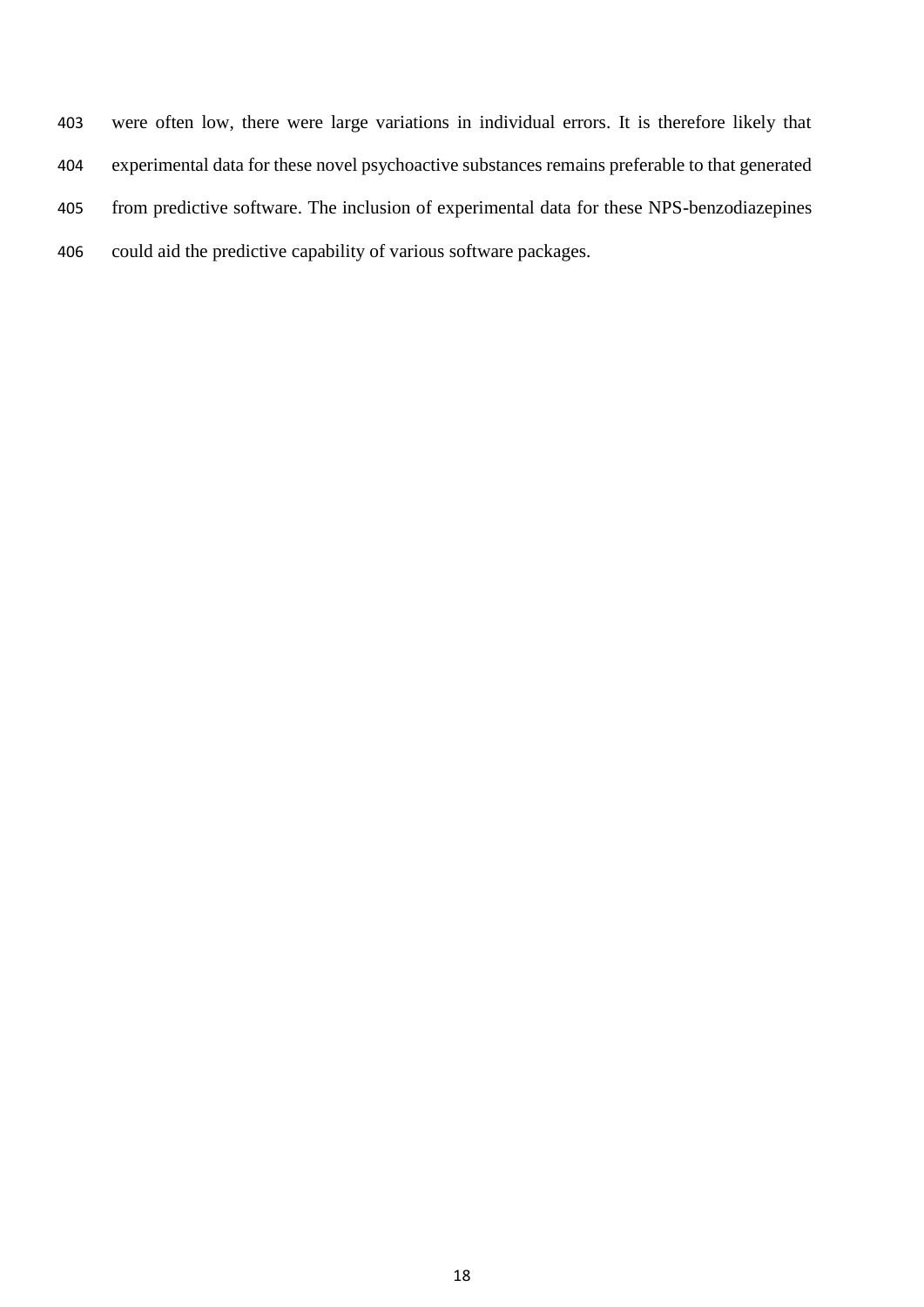were often low, there were large variations in individual errors. It is therefore likely that experimental data for these novel psychoactive substances remains preferable to that generated from predictive software. The inclusion of experimental data for these NPS-benzodiazepines could aid the predictive capability of various software packages.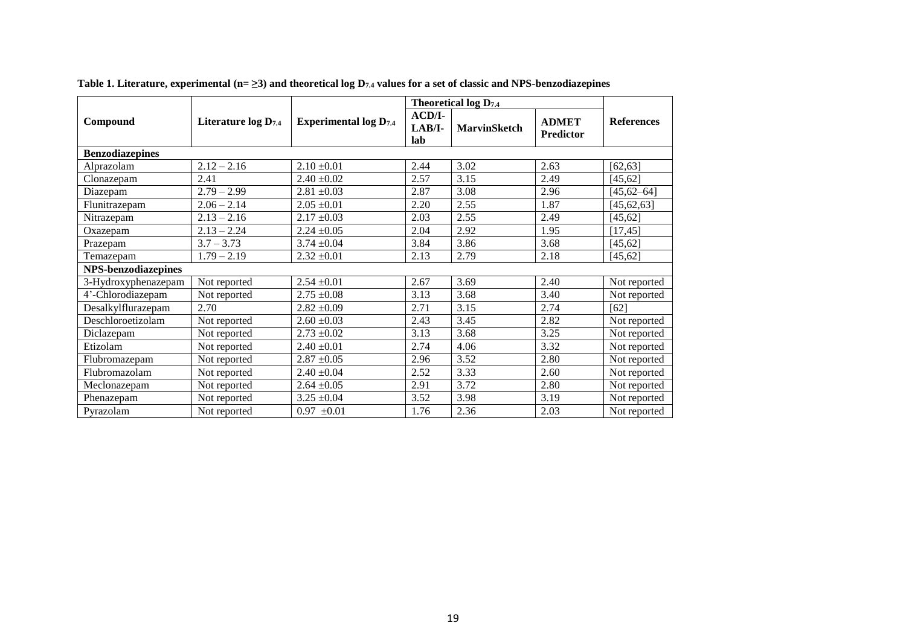**Table 1. Literature, experimental (n= ≥3) and theoretical log $D_{7.4}$ values for a set of classic and NPS-benzodiazepines**

| Compound | Literature log $D_{7.4}$ | Experimental log $D_{7.4}$ | Theoretical log $D_{7.4}$ | | | References |
|---|---|---|---|---|---|---|
| | | | ACD/I-LAB/I-lab | MarvinSketch | ADMET Predictor | |
| **Benzodiazepines** | | | | | | |
| Alprazolam | 2.12 – 2.16 | 2.10 ±0.01 | 2.44 | 3.02 | 2.63 | [62,63] |
| Clonazepam | 2.41 | 2.40 ±0.02 | 2.57 | 3.15 | 2.49 | [45,62] |
| Diazepam | 2.79 – 2.99 | 2.81 ±0.03 | 2.87 | 3.08 | 2.96 | [45,62–64] |
| Flunitrazepam | 2.06 – 2.14 | 2.05 ±0.01 | 2.20 | 2.55 | 1.87 | [45,62,63] |
| Nitrazepam | 2.13 – 2.16 | 2.17 ±0.03 | 2.03 | 2.55 | 2.49 | [45,62] |
| Oxazepam | 2.13 – 2.24 | 2.24 ±0.05 | 2.04 | 2.92 | 1.95 | [17,45] |
| Prazepam | 3.7 – 3.73 | 3.74 ±0.04 | 3.84 | 3.86 | 3.68 | [45,62] |
| Temazepam | 1.79 – 2.19 | 2.32 ±0.01 | 2.13 | 2.79 | 2.18 | [45,62] |
| **NPS-benzodiazepines** | | | | | | |
| 3-Hydroxyphenazepam | Not reported | 2.54 ±0.01 | 2.67 | 3.69 | 2.40 | Not reported |
| 4'-Chlorodiazepam | Not reported | 2.75 ±0.08 | 3.13 | 3.68 | 3.40 | Not reported |
| Desalkylflurazepam | 2.70 | 2.82 ±0.09 | 2.71 | 3.15 | 2.74 | [62] |
| Deschloroetizolam | Not reported | 2.60 ±0.03 | 2.43 | 3.45 | 2.82 | Not reported |
| Diclazepam | Not reported | 2.73 ±0.02 | 3.13 | 3.68 | 3.25 | Not reported |
| Etizolam | Not reported | 2.40 ±0.01 | 2.74 | 4.06 | 3.32 | Not reported |
| Flubromazepam | Not reported | 2.87 ±0.05 | 2.96 | 3.52 | 2.80 | Not reported |
| Flubromazolam | Not reported | 2.40 ±0.04 | 2.52 | 3.33 | 2.60 | Not reported |
| Meclonazepam | Not reported | 2.64 ±0.05 | 2.91 | 3.72 | 2.80 | Not reported |
| Phenazepam | Not reported | 3.25 ±0.04 | 3.52 | 3.98 | 3.19 | Not reported |
| Pyrazolam | Not reported | 0.97 ±0.01 | 1.76 | 2.36 | 2.03 | Not reported |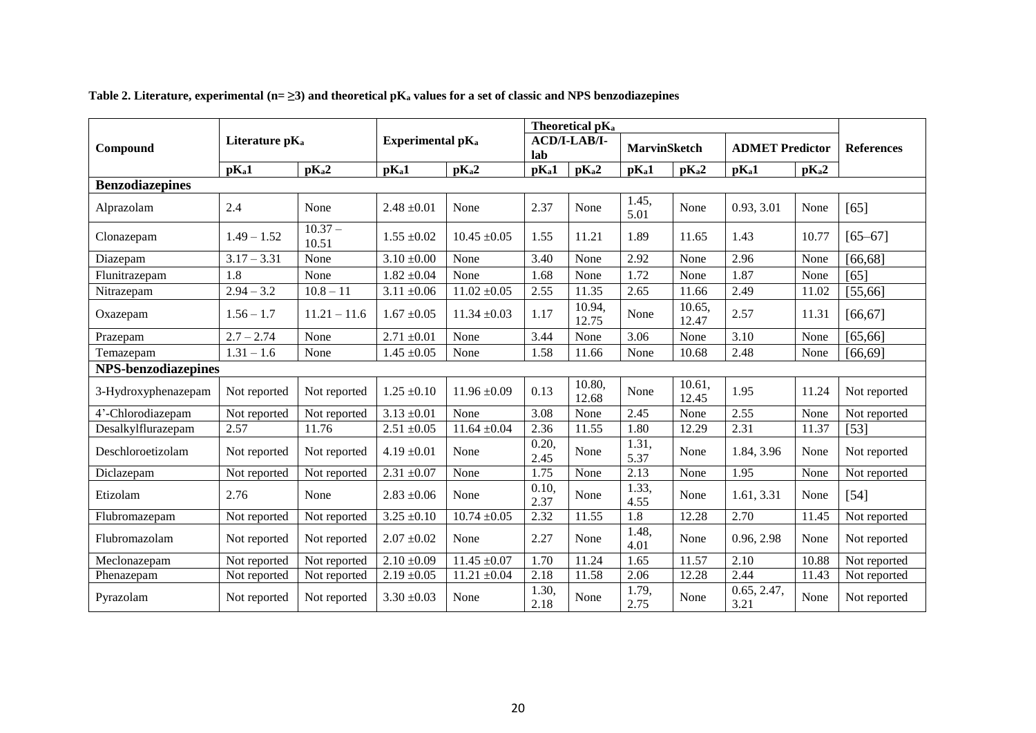**Table 2. Literature, experimental (n= ≥3) and theoretical $pK_a$ values for a set of classic and NPS benzodiazepines**

| Compound | Literature $pK_a$ | | Experimental $pK_a$ | | Theoretical $pK_a$ | | | | | | References |
|---|---|---|---|---|---|---|---|---|---|---|---|
| | | | | | ACD/I-LAB/I-lab | | MarvinSketch | | ADMET Predictor | | |
| | $pK_a1$ | $pK_a2$ | $pK_a1$ | $pK_a2$ | $pK_a1$ | $pK_a2$ | $pK_a1$ | $pK_a2$ | $pK_a1$ | $pK_a2$ | |
| **Benzodiazepines** | | | | | | | | | | | |
| Alprazolam | 2.4 | None | 2.48 ±0.01 | None | 2.37 | None | 1.45, 5.01 | None | 0.93, 3.01 | None | [65] |
| Clonazepam | 1.49 – 1.52 | 10.37 – 10.51 | 1.55 ±0.02 | 10.45 ±0.05 | 1.55 | 11.21 | 1.89 | 11.65 | 1.43 | 10.77 | [65–67] |
| Diazepam | 3.17 – 3.31 | None | 3.10 ±0.00 | None | 3.40 | None | 2.92 | None | 2.96 | None | [66,68] |
| Flunitrazepam | 1.8 | None | 1.82 ±0.04 | None | 1.68 | None | 1.72 | None | 1.87 | None | [65] |
| Nitrazepam | 2.94 – 3.2 | 10.8 – 11 | 3.11 ±0.06 | 11.02 ±0.05 | 2.55 | 11.35 | 2.65 | 11.66 | 2.49 | 11.02 | [55,66] |
| Oxazepam | 1.56 – 1.7 | 11.21 – 11.6 | 1.67 ±0.05 | 11.34 ±0.03 | 1.17 | 10.94, 12.75 | None | 10.65, 12.47 | 2.57 | 11.31 | [66,67] |
| Prazepam | 2.7 – 2.74 | None | 2.71 ±0.01 | None | 3.44 | None | 3.06 | None | 3.10 | None | [65,66] |
| Temazepam | 1.31 – 1.6 | None | 1.45 ±0.05 | None | 1.58 | 11.66 | None | 10.68 | 2.48 | None | [66,69] |
| **NPS-benzodiazepines** | | | | | | | | | | | |
| 3-Hydroxyphenazepam | Not reported | Not reported | 1.25 ±0.10 | 11.96 ±0.09 | 0.13 | 10.80, 12.68 | None | 10.61, 12.45 | 1.95 | 11.24 | Not reported |
| 4'-Chlorodiazepam | Not reported | Not reported | 3.13 ±0.01 | None | 3.08 | None | 2.45 | None | 2.55 | None | Not reported |
| Desalkylflurazepam | 2.57 | 11.76 | 2.51 ±0.05 | 11.64 ±0.04 | 2.36 | 11.55 | 1.80 | 12.29 | 2.31 | 11.37 | [53] |
| Deschloroetizolam | Not reported | Not reported | 4.19 ±0.01 | None | 0.20, 2.45 | None | 1.31, 5.37 | None | 1.84, 3.96 | None | Not reported |
| Diclazepam | Not reported | Not reported | 2.31 ±0.07 | None | 1.75 | None | 2.13 | None | 1.95 | None | Not reported |
| Etizolam | 2.76 | None | 2.83 ±0.06 | None | 0.10, 2.37 | None | 1.33, 4.55 | None | 1.61, 3.31 | None | [54] |
| Flubromazepam | Not reported | Not reported | 3.25 ±0.10 | 10.74 ±0.05 | 2.32 | 11.55 | 1.8 | 12.28 | 2.70 | 11.45 | Not reported |
| Flubromazolam | Not reported | Not reported | 2.07 ±0.02 | None | 2.27 | None | 1.48, 4.01 | None | 0.96, 2.98 | None | Not reported |
| Meclonazepam | Not reported | Not reported | 2.10 ±0.09 | 11.45 ±0.07 | 1.70 | 11.24 | 1.65 | 11.57 | 2.10 | 10.88 | Not reported |
| Phenazepam | Not reported | Not reported | 2.19 ±0.05 | 11.21 ±0.04 | 2.18 | 11.58 | 2.06 | 12.28 | 2.44 | 11.43 | Not reported |
| Pyrazolam | Not reported | Not reported | 3.30 ±0.03 | None | 1.30, 2.18 | None | 1.79, 2.75 | None | 0.65, 2.47, 3.21 | None | Not reported |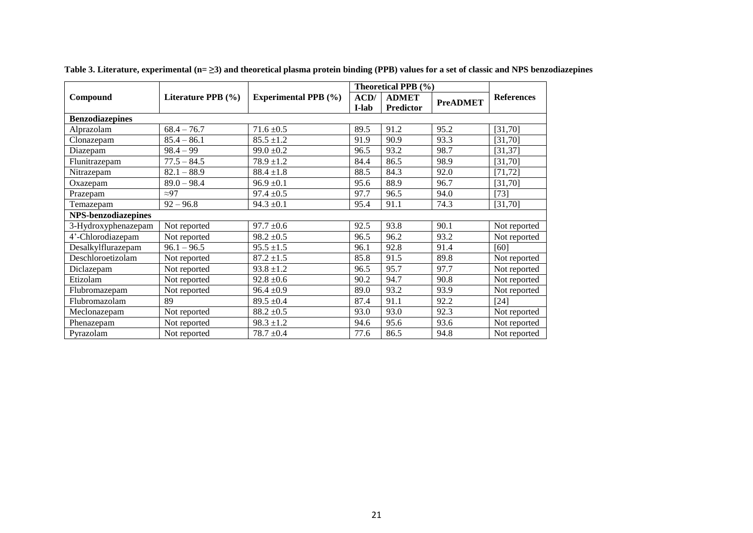**Table 3. Literature, experimental (n= ≥3) and theoretical plasma protein binding (PPB) values for a set of classic and NPS benzodiazepines**

| Compound | Literature PPB (%) | Experimental PPB (%) | Theoretical PPB (%) | | | References |
|---|---|---|---|---|---|---|
| | | | ACD/ I-lab | ADMET Predictor | PreADMET | |
| **Benzodiazepines** | | | | | | |
| Alprazolam | 68.4 – 76.7 | 71.6 ±0.5 | 89.5 | 91.2 | 95.2 | [31,70] |
| Clonazepam | 85.4 – 86.1 | 85.5 ±1.2 | 91.9 | 90.9 | 93.3 | [31,70] |
| Diazepam | 98.4 – 99 | 99.0 ±0.2 | 96.5 | 93.2 | 98.7 | [31,37] |
| Flunitrazepam | 77.5 – 84.5 | 78.9 ±1.2 | 84.4 | 86.5 | 98.9 | [31,70] |
| Nitrazepam | 82.1 – 88.9 | 88.4 ±1.8 | 88.5 | 84.3 | 92.0 | [71,72] |
| Oxazepam | 89.0 – 98.4 | 96.9 ±0.1 | 95.6 | 88.9 | 96.7 | [31,70] |
| Prazepam | ≈97 | 97.4 ±0.5 | 97.7 | 96.5 | 94.0 | [73] |
| Temazepam | 92 – 96.8 | 94.3 ±0.1 | 95.4 | 91.1 | 74.3 | [31,70] |
| **NPS-benzodiazepines** | | | | | | |
| 3-Hydroxyphenazepam | Not reported | 97.7 ±0.6 | 92.5 | 93.8 | 90.1 | Not reported |
| 4'-Chlorodiazepam | Not reported | 98.2 ±0.5 | 96.5 | 96.2 | 93.2 | Not reported |
| Desalkylflurazepam | 96.1 – 96.5 | 95.5 ±1.5 | 96.1 | 92.8 | 91.4 | [60] |
| Deschloroetizolam | Not reported | 87.2 ±1.5 | 85.8 | 91.5 | 89.8 | Not reported |
| Diclazepam | Not reported | 93.8 ±1.2 | 96.5 | 95.7 | 97.7 | Not reported |
| Etizolam | Not reported | 92.8 ±0.6 | 90.2 | 94.7 | 90.8 | Not reported |
| Flubromazepam | Not reported | 96.4 ±0.9 | 89.0 | 93.2 | 93.9 | Not reported |
| Flubromazolam | 89 | 89.5 ±0.4 | 87.4 | 91.1 | 92.2 | [24] |
| Meclonazepam | Not reported | 88.2 ±0.5 | 93.0 | 93.0 | 92.3 | Not reported |
| Phenazepam | Not reported | 98.3 ±1.2 | 94.6 | 95.6 | 93.6 | Not reported |
| Pyrazolam | Not reported | 78.7 ±0.4 | 77.6 | 86.5 | 94.8 | Not reported |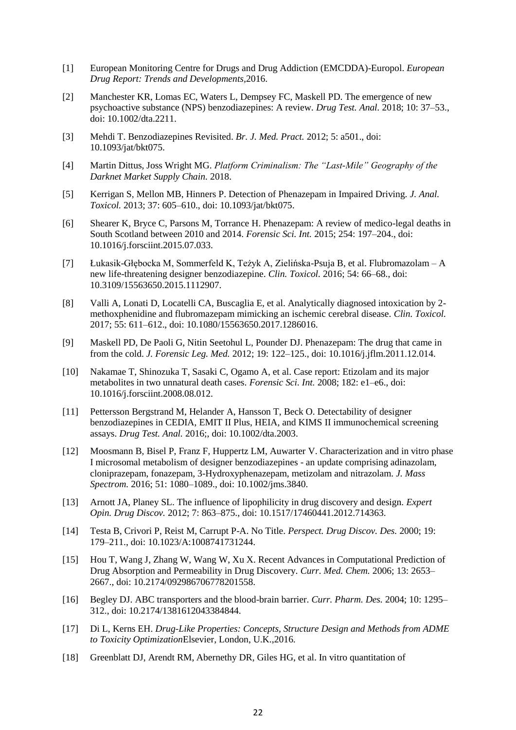[1] European Monitoring Centre for Drugs and Drug Addiction (EMCDDA)-Europol. *European Drug Report: Trends and Developments*,2016.

[2] Manchester KR, Lomas EC, Waters L, Dempsey FC, Maskell PD. The emergence of new psychoactive substance (NPS) benzodiazepines: A review. *Drug Test. Anal.* 2018; 10: 37–53., doi: 10.1002/dta.2211.

[3] Mehdi T. Benzodiazepines Revisited. *Br. J. Med. Pract.* 2012; 5: a501., doi: 10.1093/jat/bkt075.

[4] Martin Dittus, Joss Wright MG. *Platform Criminalism: The "Last-Mile" Geography of the Darknet Market Supply Chain.* 2018.

[5] Kerrigan S, Mellon MB, Hinners P. Detection of Phenazepam in Impaired Driving. *J. Anal. Toxicol.* 2013; 37: 605–610., doi: 10.1093/jat/bkt075.

[6] Shearer K, Bryce C, Parsons M, Torrance H. Phenazepam: A review of medico-legal deaths in South Scotland between 2010 and 2014. *Forensic Sci. Int.* 2015; 254: 197–204., doi: 10.1016/j.forsciint.2015.07.033.

[7] Łukasik-Głębocka M, Sommerfeld K, Teżyk A, Zielińska-Psuja B, et al. Flubromazolam – A new life-threatening designer benzodiazepine. *Clin. Toxicol.* 2016; 54: 66–68., doi: 10.3109/15563650.2015.1112907.

[8] Valli A, Lonati D, Locatelli CA, Buscaglia E, et al. Analytically diagnosed intoxication by 2-methoxphenidine and flubromazepam mimicking an ischemic cerebral disease. *Clin. Toxicol.* 2017; 55: 611–612., doi: 10.1080/15563650.2017.1286016.

[9] Maskell PD, De Paoli G, Nitin Seetohul L, Pounder DJ. Phenazepam: The drug that came in from the cold. *J. Forensic Leg. Med.* 2012; 19: 122–125., doi: 10.1016/j.jflm.2011.12.014.

[10] Nakamae T, Shinozuka T, Sasaki C, Ogamo A, et al. Case report: Etizolam and its major metabolites in two unnatural death cases. *Forensic Sci. Int.* 2008; 182: e1–e6., doi: 10.1016/j.forsciint.2008.08.012.

[11] Pettersson Bergstrand M, Helander A, Hansson T, Beck O. Detectability of designer benzodiazepines in CEDIA, EMIT II Plus, HEIA, and KIMS II immunochemical screening assays. *Drug Test. Anal.* 2016;, doi: 10.1002/dta.2003.

[12] Moosmann B, Bisel P, Franz F, Huppertz LM, Auwarter V. Characterization and in vitro phase I microsomal metabolism of designer benzodiazepines - an update comprising adinazolam, cloniprazepam, fonazepam, 3-Hydroxyphenazepam, metizolam and nitrazolam. *J. Mass Spectrom.* 2016; 51: 1080–1089., doi: 10.1002/jms.3840.

[13] Arnott JA, Planey SL. The influence of lipophilicity in drug discovery and design. *Expert Opin. Drug Discov.* 2012; 7: 863–875., doi: 10.1517/17460441.2012.714363.

[14] Testa B, Crivori P, Reist M, Carrupt P-A. No Title. *Perspect. Drug Discov. Des.* 2000; 19: 179–211., doi: 10.1023/A:1008741731244.

[15] Hou T, Wang J, Zhang W, Wang W, Xu X. Recent Advances in Computational Prediction of Drug Absorption and Permeability in Drug Discovery. *Curr. Med. Chem.* 2006; 13: 2653–2667., doi: 10.2174/092986706778201558.

[16] Begley DJ. ABC transporters and the blood-brain barrier. *Curr. Pharm. Des.* 2004; 10: 1295–312., doi: 10.2174/1381612043384844.

[17] Di L, Kerns EH. *Drug-Like Properties: Concepts, Structure Design and Methods from ADME to Toxicity Optimization*Elsevier, London, U.K.,2016.

[18] Greenblatt DJ, Arendt RM, Abernethy DR, Giles HG, et al. In vitro quantitation of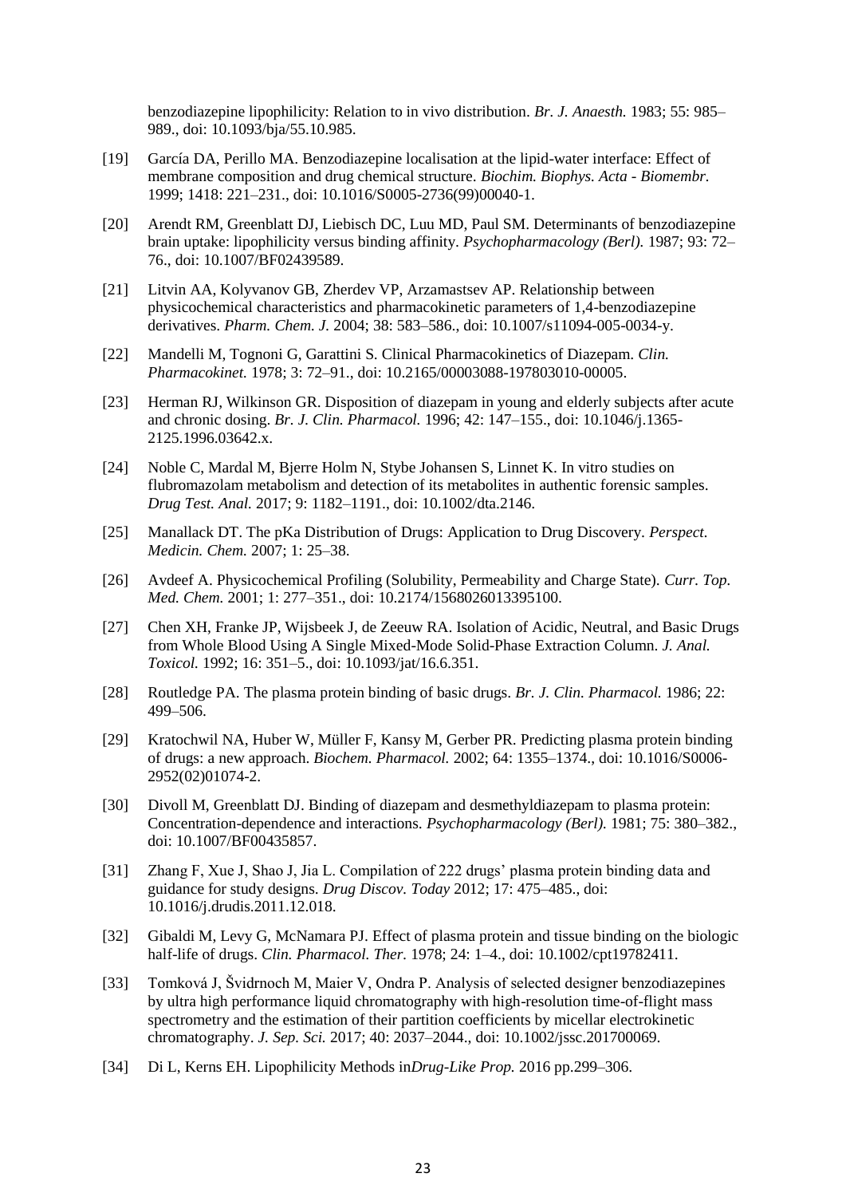benzodiazepine lipophilicity: Relation to in vivo distribution. *Br. J. Anaesth.* 1983; 55: 985–989., doi: 10.1093/bja/55.10.985.

[19] García DA, Perillo MA. Benzodiazepine localisation at the lipid-water interface: Effect of membrane composition and drug chemical structure. *Biochim. Biophys. Acta - Biomembr.* 1999; 1418: 221–231., doi: 10.1016/S0005-2736(99)00040-1.

[20] Arendt RM, Greenblatt DJ, Liebisch DC, Luu MD, Paul SM. Determinants of benzodiazepine brain uptake: lipophilicity versus binding affinity. *Psychopharmacology (Berl).* 1987; 93: 72–76., doi: 10.1007/BF02439589.

[21] Litvin AA, Kolyvanov GB, Zherdev VP, Arzamastsev AP. Relationship between physicochemical characteristics and pharmacokinetic parameters of 1,4-benzodiazepine derivatives. *Pharm. Chem. J.* 2004; 38: 583–586., doi: 10.1007/s11094-005-0034-y.

[22] Mandelli M, Tognoni G, Garattini S. Clinical Pharmacokinetics of Diazepam. *Clin. Pharmacokinet.* 1978; 3: 72–91., doi: 10.2165/00003088-197803010-00005.

[23] Herman RJ, Wilkinson GR. Disposition of diazepam in young and elderly subjects after acute and chronic dosing. *Br. J. Clin. Pharmacol.* 1996; 42: 147–155., doi: 10.1046/j.1365-2125.1996.03642.x.

[24] Noble C, Mardal M, Bjerre Holm N, Stybe Johansen S, Linnet K. In vitro studies on flubromazolam metabolism and detection of its metabolites in authentic forensic samples. *Drug Test. Anal.* 2017; 9: 1182–1191., doi: 10.1002/dta.2146.

[25] Manallack DT. The pKa Distribution of Drugs: Application to Drug Discovery. *Perspect. Medicin. Chem.* 2007; 1: 25–38.

[26] Avdeef A. Physicochemical Profiling (Solubility, Permeability and Charge State). *Curr. Top. Med. Chem.* 2001; 1: 277–351., doi: 10.2174/1568026013395100.

[27] Chen XH, Franke JP, Wijsbeek J, de Zeeuw RA. Isolation of Acidic, Neutral, and Basic Drugs from Whole Blood Using A Single Mixed-Mode Solid-Phase Extraction Column. *J. Anal. Toxicol.* 1992; 16: 351–5., doi: 10.1093/jat/16.6.351.

[28] Routledge PA. The plasma protein binding of basic drugs. *Br. J. Clin. Pharmacol.* 1986; 22: 499–506.

[29] Kratochwil NA, Huber W, Müller F, Kansy M, Gerber PR. Predicting plasma protein binding of drugs: a new approach. *Biochem. Pharmacol.* 2002; 64: 1355–1374., doi: 10.1016/S0006-2952(02)01074-2.

[30] Divoll M, Greenblatt DJ. Binding of diazepam and desmethyldiazepam to plasma protein: Concentration-dependence and interactions. *Psychopharmacology (Berl).* 1981; 75: 380–382., doi: 10.1007/BF00435857.

[31] Zhang F, Xue J, Shao J, Jia L. Compilation of 222 drugs' plasma protein binding data and guidance for study designs. *Drug Discov. Today* 2012; 17: 475–485., doi: 10.1016/j.drudis.2011.12.018.

[32] Gibaldi M, Levy G, McNamara PJ. Effect of plasma protein and tissue binding on the biologic half-life of drugs. *Clin. Pharmacol. Ther.* 1978; 24: 1–4., doi: 10.1002/cpt19782411.

[33] Tomková J, Švidrnoch M, Maier V, Ondra P. Analysis of selected designer benzodiazepines by ultra high performance liquid chromatography with high-resolution time-of-flight mass spectrometry and the estimation of their partition coefficients by micellar electrokinetic chromatography. *J. Sep. Sci.* 2017; 40: 2037–2044., doi: 10.1002/jssc.201700069.

[34] Di L, Kerns EH. Lipophilicity Methods in*Drug-Like Prop.* 2016 pp.299–306.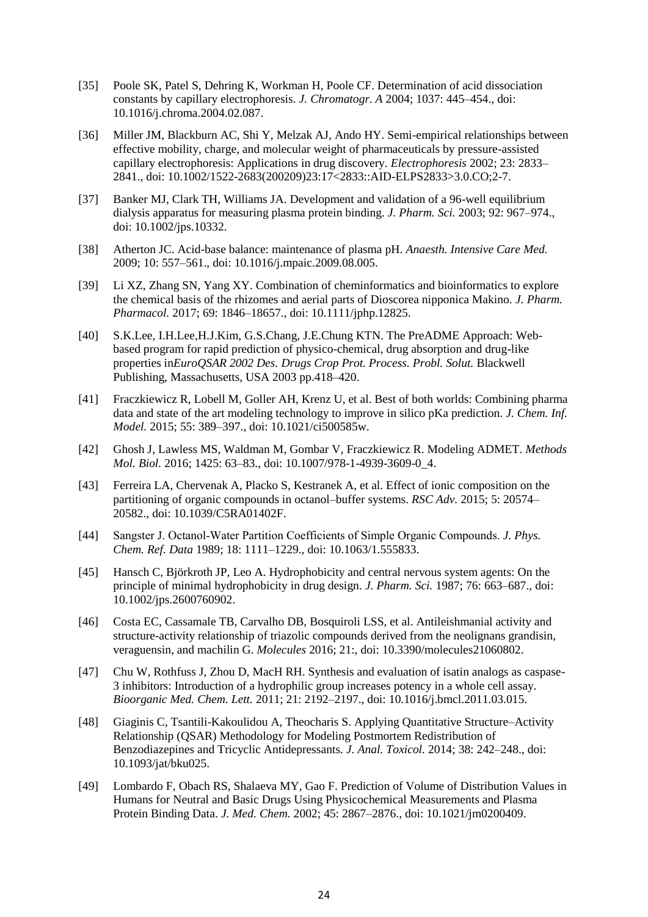[35] Poole SK, Patel S, Dehring K, Workman H, Poole CF. Determination of acid dissociation constants by capillary electrophoresis. *J. Chromatogr. A* 2004; 1037: 445–454., doi: 10.1016/j.chroma.2004.02.087.

[36] Miller JM, Blackburn AC, Shi Y, Melzak AJ, Ando HY. Semi-empirical relationships between effective mobility, charge, and molecular weight of pharmaceuticals by pressure-assisted capillary electrophoresis: Applications in drug discovery. *Electrophoresis* 2002; 23: 2833–2841., doi: 10.1002/1522-2683(200209)23:17<2833::AID-ELPS2833>3.0.CO;2-7.

[37] Banker MJ, Clark TH, Williams JA. Development and validation of a 96-well equilibrium dialysis apparatus for measuring plasma protein binding. *J. Pharm. Sci.* 2003; 92: 967–974., doi: 10.1002/jps.10332.

[38] Atherton JC. Acid-base balance: maintenance of plasma pH. *Anaesth. Intensive Care Med.* 2009; 10: 557–561., doi: 10.1016/j.mpaic.2009.08.005.

[39] Li XZ, Zhang SN, Yang XY. Combination of cheminformatics and bioinformatics to explore the chemical basis of the rhizomes and aerial parts of Dioscorea nipponica Makino. *J. Pharm. Pharmacol.* 2017; 69: 1846–18657., doi: 10.1111/jphp.12825.

[40] S.K.Lee, I.H.Lee,H.J.Kim, G.S.Chang, J.E.Chung KTN. The PreADME Approach: Web-based program for rapid prediction of physico-chemical, drug absorption and drug-like properties in*EuroQSAR 2002 Des. Drugs Crop Prot. Process. Probl. Solut.* Blackwell Publishing, Massachusetts, USA 2003 pp.418–420.

[41] Fraczkiewicz R, Lobell M, Goller AH, Krenz U, et al. Best of both worlds: Combining pharma data and state of the art modeling technology to improve in silico pKa prediction. *J. Chem. Inf. Model.* 2015; 55: 389–397., doi: 10.1021/ci500585w.

[42] Ghosh J, Lawless MS, Waldman M, Gombar V, Fraczkiewicz R. Modeling ADMET. *Methods Mol. Biol.* 2016; 1425: 63–83., doi: 10.1007/978-1-4939-3609-0_4.

[43] Ferreira LA, Chervenak A, Placko S, Kestranek A, et al. Effect of ionic composition on the partitioning of organic compounds in octanol–buffer systems. *RSC Adv.* 2015; 5: 20574–20582., doi: 10.1039/C5RA01402F.

[44] Sangster J. Octanol-Water Partition Coefficients of Simple Organic Compounds. *J. Phys. Chem. Ref. Data* 1989; 18: 1111–1229., doi: 10.1063/1.555833.

[45] Hansch C, Björkroth JP, Leo A. Hydrophobicity and central nervous system agents: On the principle of minimal hydrophobicity in drug design. *J. Pharm. Sci.* 1987; 76: 663–687., doi: 10.1002/jps.2600760902.

[46] Costa EC, Cassamale TB, Carvalho DB, Bosquiroli LSS, et al. Antileishmanial activity and structure-activity relationship of triazolic compounds derived from the neolignans grandisin, veraguensin, and machilin G. *Molecules* 2016; 21:, doi: 10.3390/molecules21060802.

[47] Chu W, Rothfuss J, Zhou D, MacH RH. Synthesis and evaluation of isatin analogs as caspase-3 inhibitors: Introduction of a hydrophilic group increases potency in a whole cell assay. *Bioorganic Med. Chem. Lett.* 2011; 21: 2192–2197., doi: 10.1016/j.bmcl.2011.03.015.

[48] Giaginis C, Tsantili-Kakoulidou A, Theocharis S. Applying Quantitative Structure–Activity Relationship (QSAR) Methodology for Modeling Postmortem Redistribution of Benzodiazepines and Tricyclic Antidepressants. *J. Anal. Toxicol.* 2014; 38: 242–248., doi: 10.1093/jat/bku025.

[49] Lombardo F, Obach RS, Shalaeva MY, Gao F. Prediction of Volume of Distribution Values in Humans for Neutral and Basic Drugs Using Physicochemical Measurements and Plasma Protein Binding Data. *J. Med. Chem.* 2002; 45: 2867–2876., doi: 10.1021/jm0200409.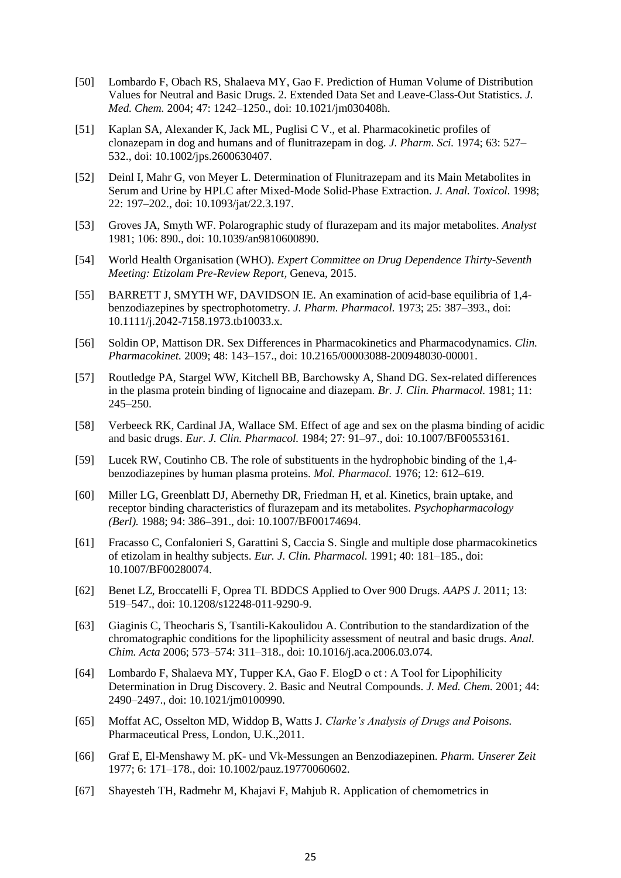[50] Lombardo F, Obach RS, Shalaeva MY, Gao F. Prediction of Human Volume of Distribution Values for Neutral and Basic Drugs. 2. Extended Data Set and Leave-Class-Out Statistics. *J. Med. Chem.* 2004; 47: 1242–1250., doi: 10.1021/jm030408h.

[51] Kaplan SA, Alexander K, Jack ML, Puglisi C V., et al. Pharmacokinetic profiles of clonazepam in dog and humans and of flunitrazepam in dog. *J. Pharm. Sci.* 1974; 63: 527–532., doi: 10.1002/jps.2600630407.

[52] Deinl I, Mahr G, von Meyer L. Determination of Flunitrazepam and its Main Metabolites in Serum and Urine by HPLC after Mixed-Mode Solid-Phase Extraction. *J. Anal. Toxicol.* 1998; 22: 197–202., doi: 10.1093/jat/22.3.197.

[53] Groves JA, Smyth WF. Polarographic study of flurazepam and its major metabolites. *Analyst* 1981; 106: 890., doi: 10.1039/an9810600890.

[54] World Health Organisation (WHO). *Expert Committee on Drug Dependence Thirty-Seventh Meeting: Etizolam Pre-Review Report*, Geneva, 2015.

[55] BARRETT J, SMYTH WF, DAVIDSON IE. An examination of acid-base equilibria of 1,4-benzodiazepines by spectrophotometry. *J. Pharm. Pharmacol.* 1973; 25: 387–393., doi: 10.1111/j.2042-7158.1973.tb10033.x.

[56] Soldin OP, Mattison DR. Sex Differences in Pharmacokinetics and Pharmacodynamics. *Clin. Pharmacokinet.* 2009; 48: 143–157., doi: 10.2165/00003088-200948030-00001.

[57] Routledge PA, Stargel WW, Kitchell BB, Barchowsky A, Shand DG. Sex-related differences in the plasma protein binding of lignocaine and diazepam. *Br. J. Clin. Pharmacol.* 1981; 11: 245–250.

[58] Verbeeck RK, Cardinal JA, Wallace SM. Effect of age and sex on the plasma binding of acidic and basic drugs. *Eur. J. Clin. Pharmacol.* 1984; 27: 91–97., doi: 10.1007/BF00553161.

[59] Lucek RW, Coutinho CB. The role of substituents in the hydrophobic binding of the 1,4-benzodiazepines by human plasma proteins. *Mol. Pharmacol.* 1976; 12: 612–619.

[60] Miller LG, Greenblatt DJ, Abernethy DR, Friedman H, et al. Kinetics, brain uptake, and receptor binding characteristics of flurazepam and its metabolites. *Psychopharmacology (Berl).* 1988; 94: 386–391., doi: 10.1007/BF00174694.

[61] Fracasso C, Confalonieri S, Garattini S, Caccia S. Single and multiple dose pharmacokinetics of etizolam in healthy subjects. *Eur. J. Clin. Pharmacol.* 1991; 40: 181–185., doi: 10.1007/BF00280074.

[62] Benet LZ, Broccatelli F, Oprea TI. BDDCS Applied to Over 900 Drugs. *AAPS J.* 2011; 13: 519–547., doi: 10.1208/s12248-011-9290-9.

[63] Giaginis C, Theocharis S, Tsantili-Kakoulidou A. Contribution to the standardization of the chromatographic conditions for the lipophilicity assessment of neutral and basic drugs. *Anal. Chim. Acta* 2006; 573–574: 311–318., doi: 10.1016/j.aca.2006.03.074.

[64] Lombardo F, Shalaeva MY, Tupper KA, Gao F. ElogD o ct : A Tool for Lipophilicity Determination in Drug Discovery. 2. Basic and Neutral Compounds. *J. Med. Chem.* 2001; 44: 2490–2497., doi: 10.1021/jm0100990.

[65] Moffat AC, Osselton MD, Widdop B, Watts J. *Clarke's Analysis of Drugs and Poisons.* Pharmaceutical Press, London, U.K.,2011.

[66] Graf E, El-Menshawy M. pK- und Vk-Messungen an Benzodiazepinen. *Pharm. Unserer Zeit* 1977; 6: 171–178., doi: 10.1002/pauz.19770060602.

[67] Shayesteh TH, Radmehr M, Khajavi F, Mahjub R. Application of chemometrics in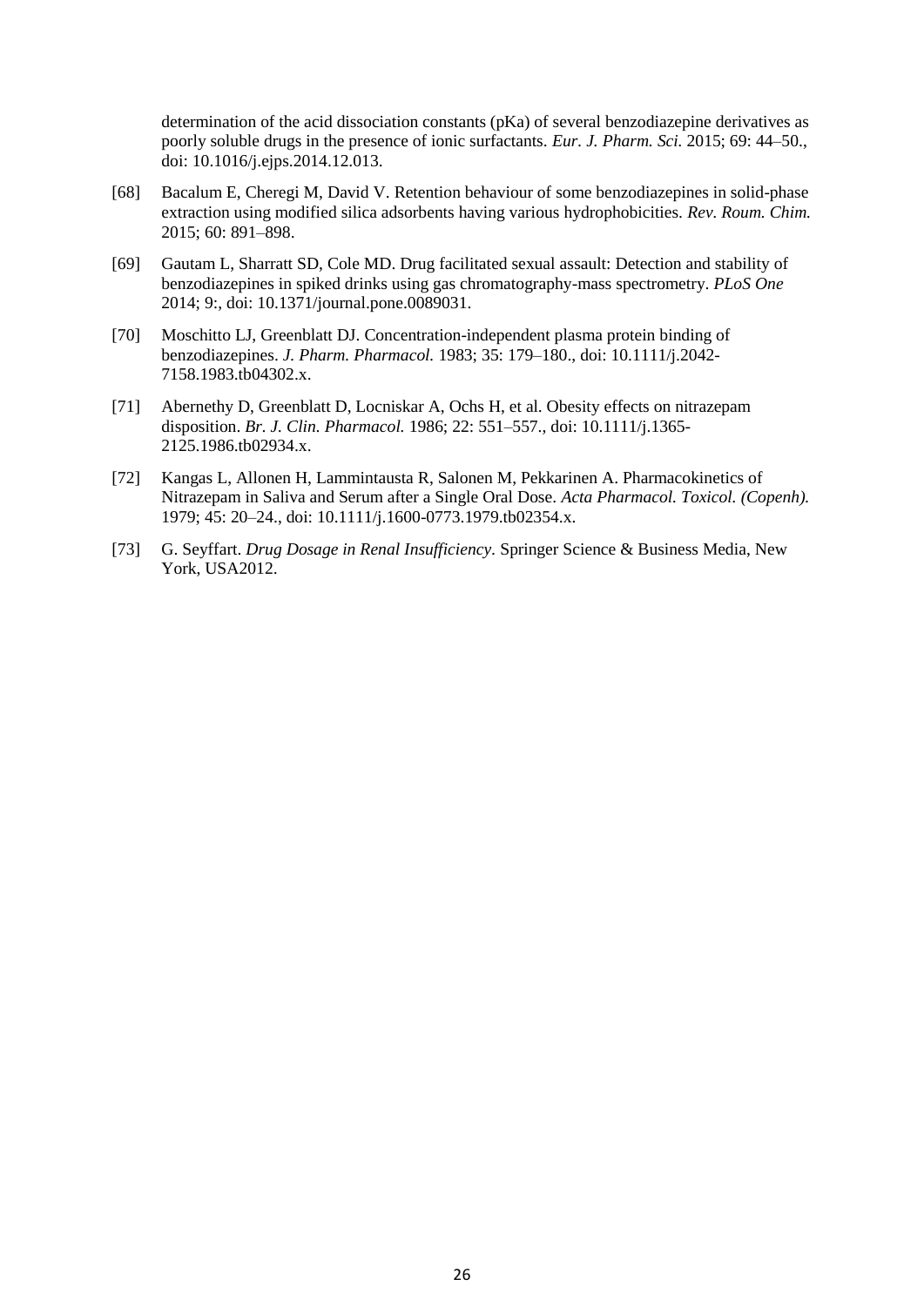determination of the acid dissociation constants (pKa) of several benzodiazepine derivatives as poorly soluble drugs in the presence of ionic surfactants. *Eur. J. Pharm. Sci.* 2015; 69: 44–50., doi: 10.1016/j.ejps.2014.12.013.

[68] Bacalum E, Cheregi M, David V. Retention behaviour of some benzodiazepines in solid-phase extraction using modified silica adsorbents having various hydrophobicities. *Rev. Roum. Chim.* 2015; 60: 891–898.

[69] Gautam L, Sharratt SD, Cole MD. Drug facilitated sexual assault: Detection and stability of benzodiazepines in spiked drinks using gas chromatography-mass spectrometry. *PLoS One* 2014; 9:, doi: 10.1371/journal.pone.0089031.

[70] Moschitto LJ, Greenblatt DJ. Concentration-independent plasma protein binding of benzodiazepines. *J. Pharm. Pharmacol.* 1983; 35: 179–180., doi: 10.1111/j.2042-7158.1983.tb04302.x.

[71] Abernethy D, Greenblatt D, Locniskar A, Ochs H, et al. Obesity effects on nitrazepam disposition. *Br. J. Clin. Pharmacol.* 1986; 22: 551–557., doi: 10.1111/j.1365-2125.1986.tb02934.x.

[72] Kangas L, Allonen H, Lammintausta R, Salonen M, Pekkarinen A. Pharmacokinetics of Nitrazepam in Saliva and Serum after a Single Oral Dose. *Acta Pharmacol. Toxicol. (Copenh).* 1979; 45: 20–24., doi: 10.1111/j.1600-0773.1979.tb02354.x.

[73] G. Seyffart. *Drug Dosage in Renal Insufficiency*. Springer Science & Business Media, New York, USA2012.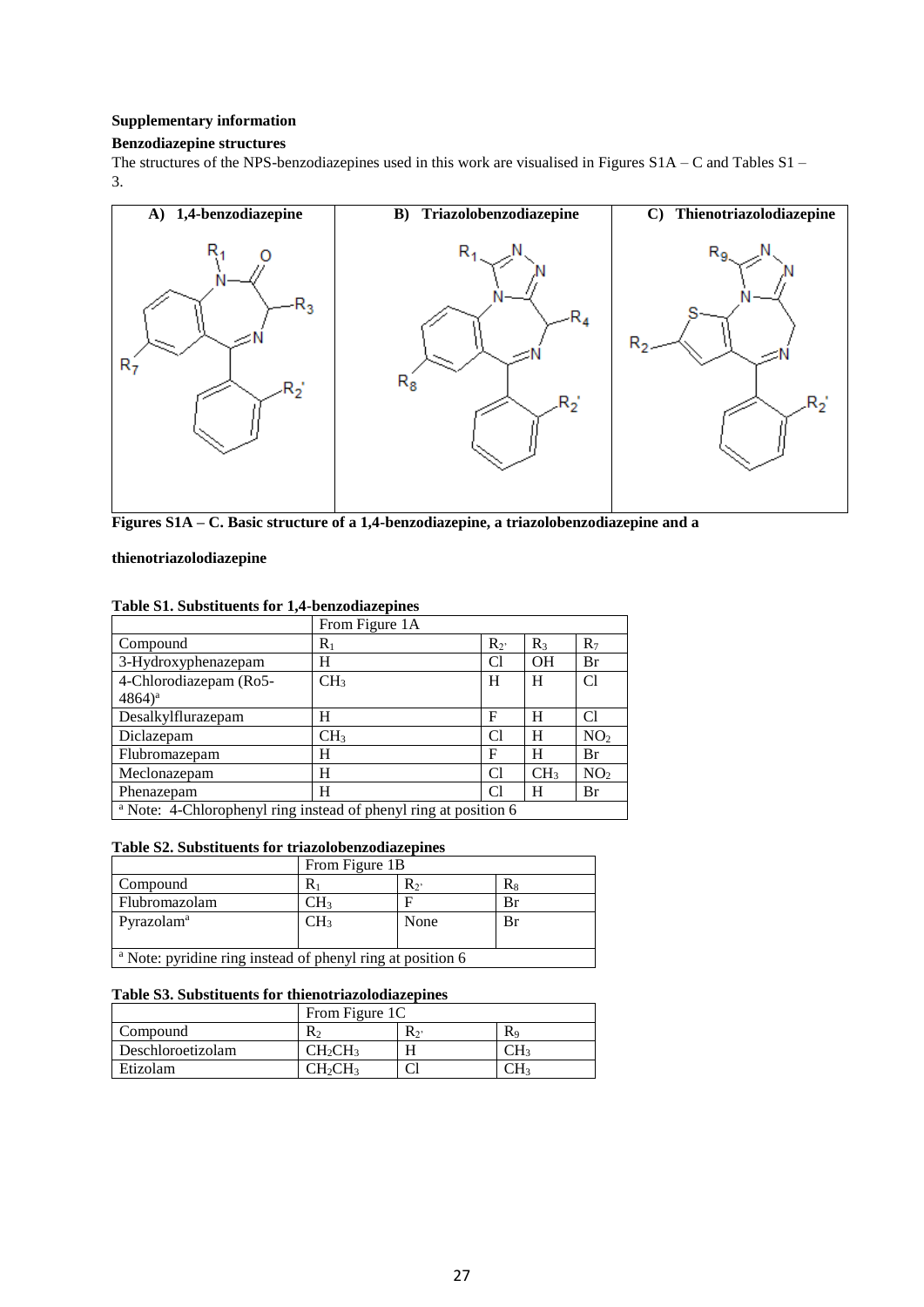**Supplementary information**

**Benzodiazepine structures**

The structures of the NPS-benzodiazepines used in this work are visualised in Figures S1A – C and Tables S1 – 3.

| A) 1,4-benzodiazepine | B) Triazolobenzodiazepine | C) Thienotriazolodiazepine |
|---|---|---|

**Figures S1A – C. Basic structure of a 1,4-benzodiazepine, a triazolobenzodiazepine and a thienotriazolodiazepine**

**Table S1. Substituents for 1,4-benzodiazepines**

| | From Figure 1A | | | |
|---|---|---|---|---|
| Compound | $R_1$ | $R_{2'}$ | $R_3$ | $R_7$ |
| 3-Hydroxyphenazepam | H | Cl | OH | Br |
| 4-Chlorodiazepam (Ro5-4864)[a] | $CH_3$ | H | H | Cl |
| Desalkylflurazepam | H | F | H | Cl |
| Diclazepam | $CH_3$ | Cl | H | $NO_2$ |
| Flubromazepam | H | F | H | Br |
| Meclonazepam | H | Cl | $CH_3$ | $NO_2$ |
| Phenazepam | H | Cl | H | Br |
| [a] Note: 4-Chlorophenyl ring instead of phenyl ring at position 6 | | | | |

**Table S2. Substituents for triazolobenzodiazepines**

| | From Figure 1B | | |
|---|---|---|---|
| Compound | $R_1$ | $R_{2'}$ | $R_8$ |
| Flubromazolam | $CH_3$ | F | Br |
| Pyrazolam[a] | $CH_3$ | None | Br |
| [a] Note: pyridine ring instead of phenyl ring at position 6 | | | |

**Table S3. Substituents for thienotriazolodiazepines**

| | From Figure 1C | | |
|---|---|---|---|
| Compound | $R_2$ | $R_{2'}$ | $R_9$ |
| Deschloroetizolam | $CH_2CH_3$ | H | $CH_3$ |
| Etizolam | $CH_2CH_3$ | Cl | $CH_3$ |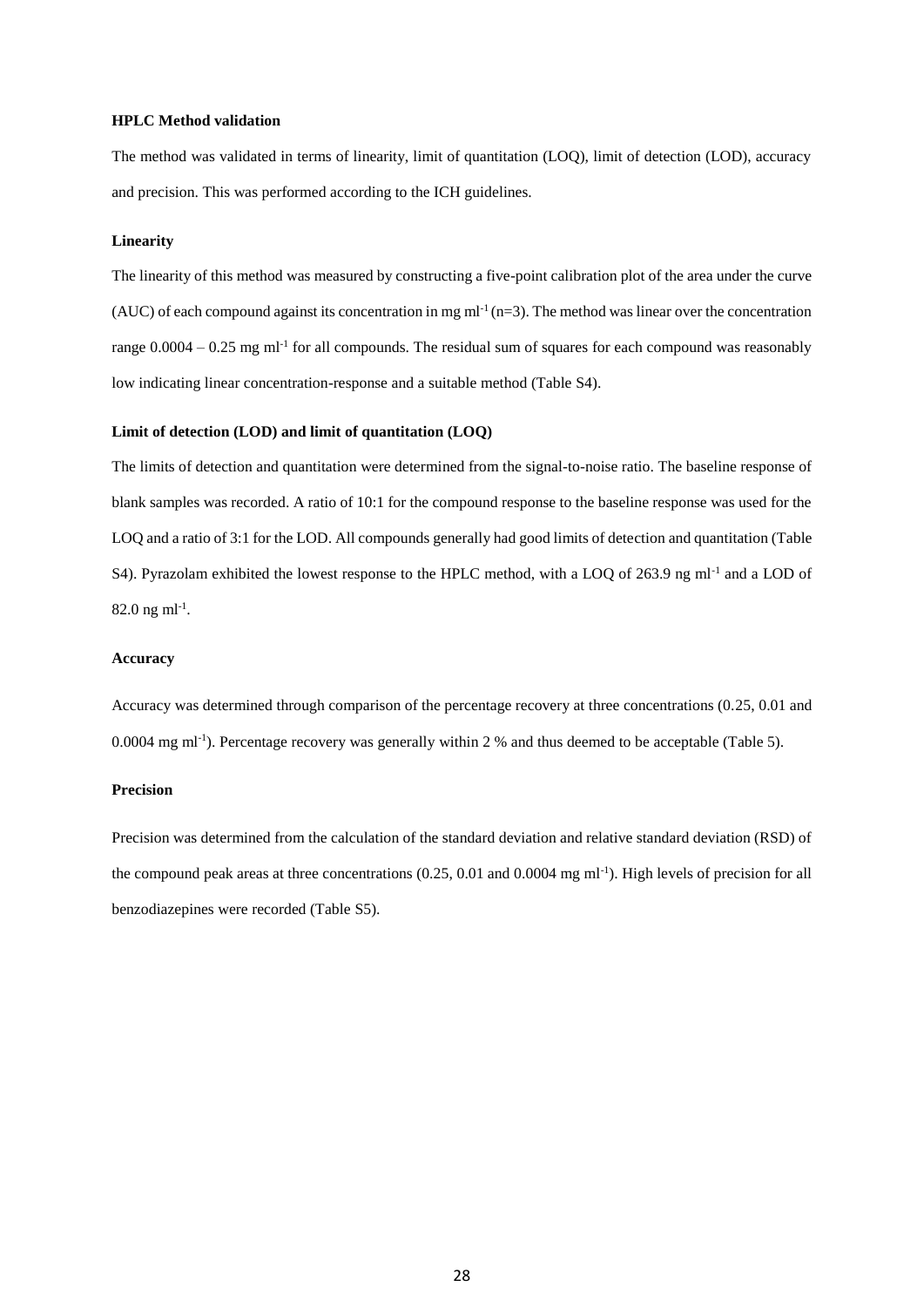**HPLC Method validation**

The method was validated in terms of linearity, limit of quantitation (LOQ), limit of detection (LOD), accuracy and precision. This was performed according to the ICH guidelines.

**Linearity**

The linearity of this method was measured by constructing a five-point calibration plot of the area under the curve (AUC) of each compound against its concentration in mg $ml^{-1}$ (n=3). The method was linear over the concentration range 0.0004 – 0.25 mg $ml^{-1}$ for all compounds. The residual sum of squares for each compound was reasonably low indicating linear concentration-response and a suitable method (Table S4).

**Limit of detection (LOD) and limit of quantitation (LOQ)**

The limits of detection and quantitation were determined from the signal-to-noise ratio. The baseline response of blank samples was recorded. A ratio of 10:1 for the compound response to the baseline response was used for the LOQ and a ratio of 3:1 for the LOD. All compounds generally had good limits of detection and quantitation (Table S4). Pyrazolam exhibited the lowest response to the HPLC method, with a LOQ of 263.9 ng $ml^{-1}$ and a LOD of 82.0 ng $ml^{-1}$.

**Accuracy**

Accuracy was determined through comparison of the percentage recovery at three concentrations (0.25, 0.01 and 0.0004 mg $ml^{-1}$). Percentage recovery was generally within 2 % and thus deemed to be acceptable (Table 5).

**Precision**

Precision was determined from the calculation of the standard deviation and relative standard deviation (RSD) of the compound peak areas at three concentrations (0.25, 0.01 and 0.0004 mg $ml^{-1}$). High levels of precision for all benzodiazepines were recorded (Table S5).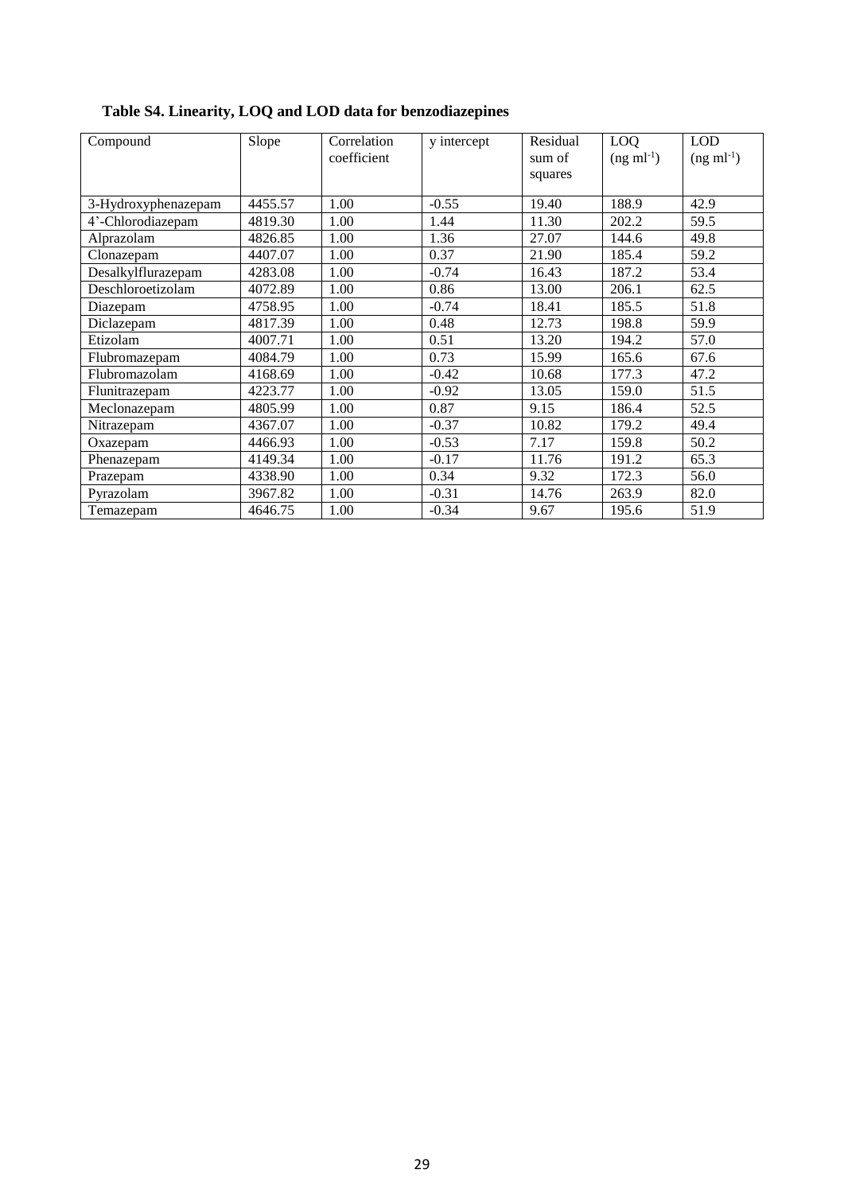**Table S4. Linearity, LOQ and LOD data for benzodiazepines**

| Compound | Slope | Correlation coefficient | y intercept | Residual sum of squares | LOQ (ng ml$^{-1}$) | LOD (ng ml$^{-1}$) |
|---|---|---|---|---|---|---|
| 3-Hydroxyphenazepam | 4455.57 | 1.00 | -0.55 | 19.40 | 188.9 | 42.9 |
| 4'-Chlorodiazepam | 4819.30 | 1.00 | 1.44 | 11.30 | 202.2 | 59.5 |
| Alprazolam | 4826.85 | 1.00 | 1.36 | 27.07 | 144.6 | 49.8 |
| Clonazepam | 4407.07 | 1.00 | 0.37 | 21.90 | 185.4 | 59.2 |
| Desalkylflurazepam | 4283.08 | 1.00 | -0.74 | 16.43 | 187.2 | 53.4 |
| Deschloroetizolam | 4072.89 | 1.00 | 0.86 | 13.00 | 206.1 | 62.5 |
| Diazepam | 4758.95 | 1.00 | -0.74 | 18.41 | 185.5 | 51.8 |
| Diclazepam | 4817.39 | 1.00 | 0.48 | 12.73 | 198.8 | 59.9 |
| Etizolam | 4007.71 | 1.00 | 0.51 | 13.20 | 194.2 | 57.0 |
| Flubromazepam | 4084.79 | 1.00 | 0.73 | 15.99 | 165.6 | 67.6 |
| Flubromazolam | 4168.69 | 1.00 | -0.42 | 10.68 | 177.3 | 47.2 |
| Flunitrazepam | 4223.77 | 1.00 | -0.92 | 13.05 | 159.0 | 51.5 |
| Meclonazepam | 4805.99 | 1.00 | 0.87 | 9.15 | 186.4 | 52.5 |
| Nitrazepam | 4367.07 | 1.00 | -0.37 | 10.82 | 179.2 | 49.4 |
| Oxazepam | 4466.93 | 1.00 | -0.53 | 7.17 | 159.8 | 50.2 |
| Phenazepam | 4149.34 | 1.00 | -0.17 | 11.76 | 191.2 | 65.3 |
| Prazepam | 4338.90 | 1.00 | 0.34 | 9.32 | 172.3 | 56.0 |
| Pyrazolam | 3967.82 | 1.00 | -0.31 | 14.76 | 263.9 | 82.0 |
| Temazepam | 4646.75 | 1.00 | -0.34 | 9.67 | 195.6 | 51.9 |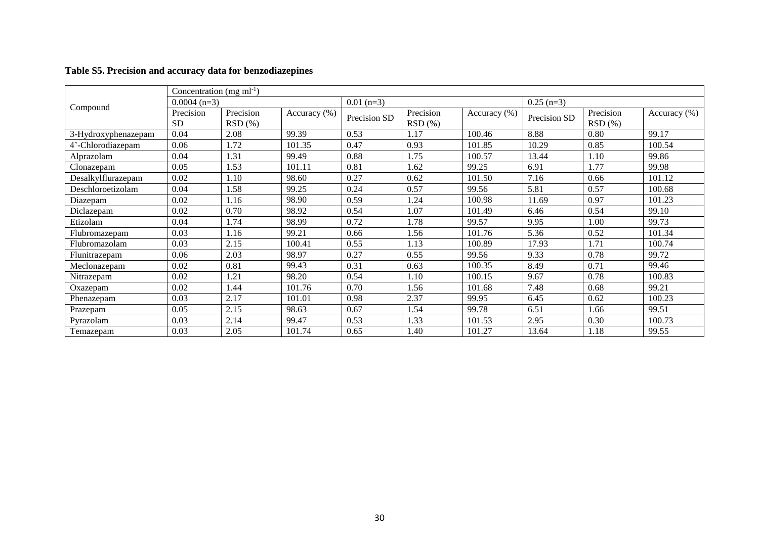**Table S5. Precision and accuracy data for benzodiazepines**

| Compound | Concentration (mg ml$^{-1}$) | | | | | | | | |
|---|---|---|---|---|---|---|---|---|---|
| | 0.0004 (n=3) | | | 0.01 (n=3) | | | 0.25 (n=3) | | |
| | Precision SD | Precision RSD (%) | Accuracy (%) | Precision SD | Precision RSD (%) | Accuracy (%) | Precision SD | Precision RSD (%) | Accuracy (%) |
| 3-Hydroxyphenazepam | 0.04 | 2.08 | 99.39 | 0.53 | 1.17 | 100.46 | 8.88 | 0.80 | 99.17 |
| 4'-Chlorodiazepam | 0.06 | 1.72 | 101.35 | 0.47 | 0.93 | 101.85 | 10.29 | 0.85 | 100.54 |
| Alprazolam | 0.04 | 1.31 | 99.49 | 0.88 | 1.75 | 100.57 | 13.44 | 1.10 | 99.86 |
| Clonazepam | 0.05 | 1.53 | 101.11 | 0.81 | 1.62 | 99.25 | 6.91 | 1.77 | 99.98 |
| Desalkylflurazepam | 0.02 | 1.10 | 98.60 | 0.27 | 0.62 | 101.50 | 7.16 | 0.66 | 101.12 |
| Deschloroetizolam | 0.04 | 1.58 | 99.25 | 0.24 | 0.57 | 99.56 | 5.81 | 0.57 | 100.68 |
| Diazepam | 0.02 | 1.16 | 98.90 | 0.59 | 1.24 | 100.98 | 11.69 | 0.97 | 101.23 |
| Diclazepam | 0.02 | 0.70 | 98.92 | 0.54 | 1.07 | 101.49 | 6.46 | 0.54 | 99.10 |
| Etizolam | 0.04 | 1.74 | 98.99 | 0.72 | 1.78 | 99.57 | 9.95 | 1.00 | 99.73 |
| Flubromazepam | 0.03 | 1.16 | 99.21 | 0.66 | 1.56 | 101.76 | 5.36 | 0.52 | 101.34 |
| Flubromazolam | 0.03 | 2.15 | 100.41 | 0.55 | 1.13 | 100.89 | 17.93 | 1.71 | 100.74 |
| Flunitrazepam | 0.06 | 2.03 | 98.97 | 0.27 | 0.55 | 99.56 | 9.33 | 0.78 | 99.72 |
| Meclonazepam | 0.02 | 0.81 | 99.43 | 0.31 | 0.63 | 100.35 | 8.49 | 0.71 | 99.46 |
| Nitrazepam | 0.02 | 1.21 | 98.20 | 0.54 | 1.10 | 100.15 | 9.67 | 0.78 | 100.83 |
| Oxazepam | 0.02 | 1.44 | 101.76 | 0.70 | 1.56 | 101.68 | 7.48 | 0.68 | 99.21 |
| Phenazepam | 0.03 | 2.17 | 101.01 | 0.98 | 2.37 | 99.95 | 6.45 | 0.62 | 100.23 |
| Prazepam | 0.05 | 2.15 | 98.63 | 0.67 | 1.54 | 99.78 | 6.51 | 1.66 | 99.51 |
| Pyrazolam | 0.03 | 2.14 | 99.47 | 0.53 | 1.33 | 101.53 | 2.95 | 0.30 | 100.73 |
| Temazepam | 0.03 | 2.05 | 101.74 | 0.65 | 1.40 | 101.27 | 13.64 | 1.18 | 99.55 |